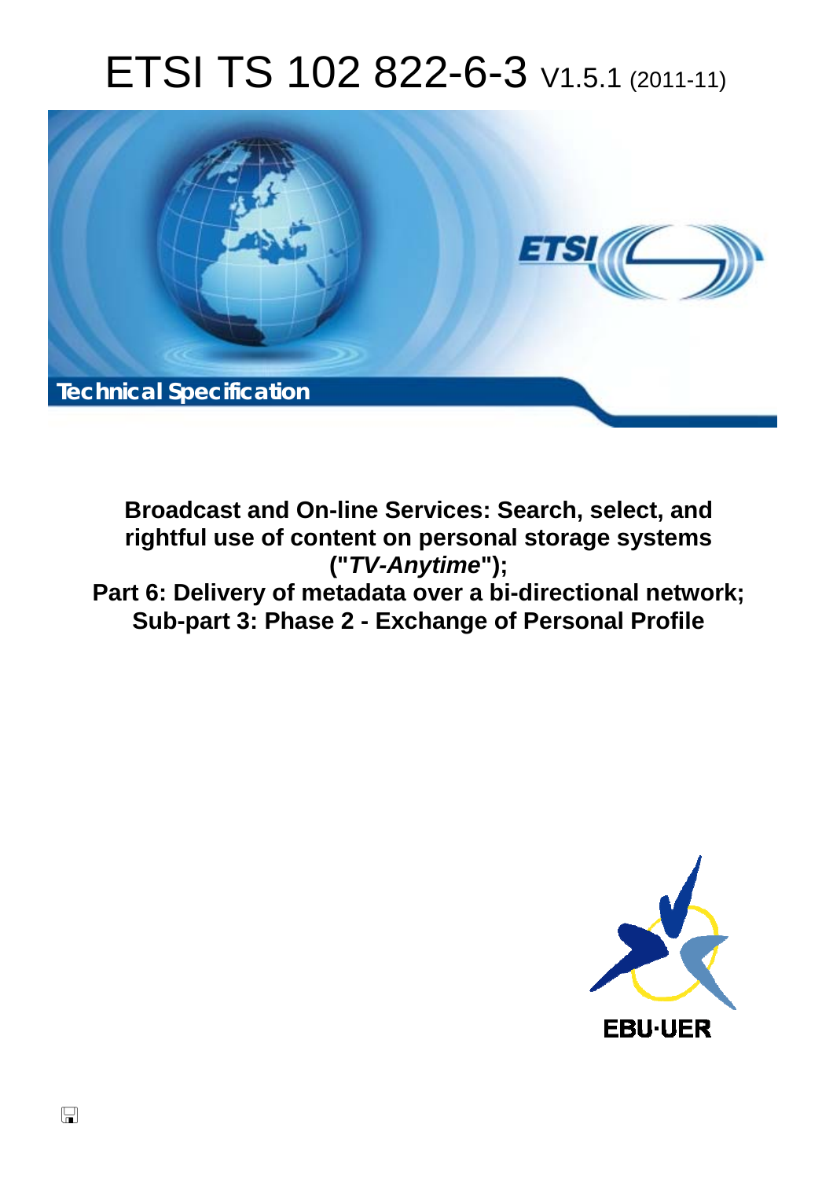# ETSI TS 102 822-6-3 V1.5.1 (2011-11)

Technical Specification

**Broadcast and On-line Services: Search, select, and rightful use of content on personal storage systems ("*TV-Anytime*");**
**Part 6: Delivery of metadata over a bi-directional network;**
**Sub-part 3: Phase 2 - Exchange of Personal Profile**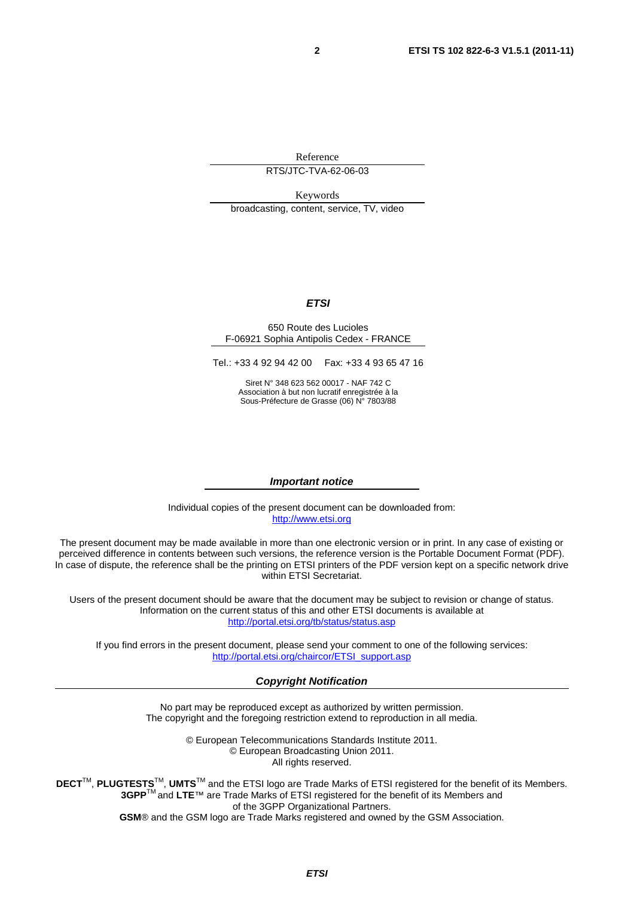Reference

RTS/JTC-TVA-62-06-03

Keywords

broadcasting, content, service, TV, video

***ETSI***

650 Route des Lucioles
F-06921 Sophia Antipolis Cedex - FRANCE

Tel.: +33 4 92 94 42 00 Fax: +33 4 93 65 47 16

Siret N° 348 623 562 00017 - NAF 742 C
Association à but non lucratif enregistrée à la
Sous-Préfecture de Grasse (06) N° 7803/88

***Important notice***

Individual copies of the present document can be downloaded from:
http://www.etsi.org

The present document may be made available in more than one electronic version or in print. In any case of existing or perceived difference in contents between such versions, the reference version is the Portable Document Format (PDF). In case of dispute, the reference shall be the printing on ETSI printers of the PDF version kept on a specific network drive within ETSI Secretariat.

Users of the present document should be aware that the document may be subject to revision or change of status. Information on the current status of this and other ETSI documents is available at
http://portal.etsi.org/tb/status/status.asp

If you find errors in the present document, please send your comment to one of the following services:
http://portal.etsi.org/chaircor/ETSI_support.asp

***Copyright Notification***

No part may be reproduced except as authorized by written permission.
The copyright and the foregoing restriction extend to reproduction in all media.

© European Telecommunications Standards Institute 2011.
© European Broadcasting Union 2011.
All rights reserved.

**DECT**™, **PLUGTESTS**™, **UMTS**™ and the ETSI logo are Trade Marks of ETSI registered for the benefit of its Members.
**3GPP**™ and **LTE**™ are Trade Marks of ETSI registered for the benefit of its Members and
of the 3GPP Organizational Partners.
**GSM**® and the GSM logo are Trade Marks registered and owned by the GSM Association.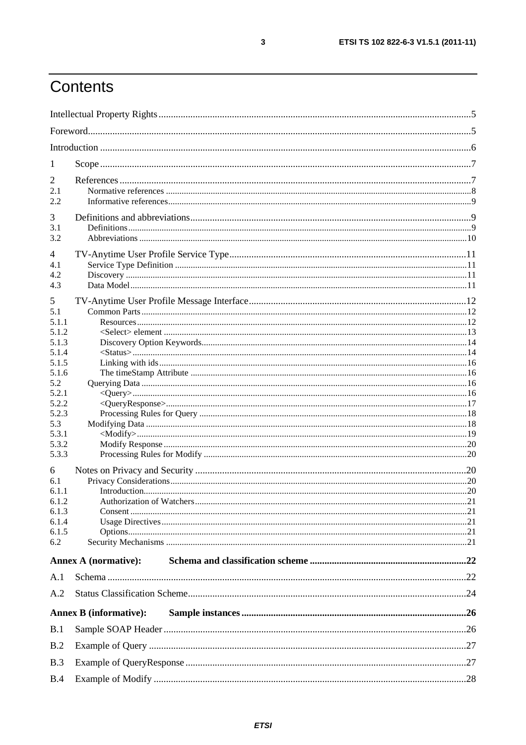# Contents

Intellectual Property Rights ... 5

Foreword ... 5

Introduction ... 6

1 Scope ... 7

2 References ... 7
- 2.1 Normative references ... 8
- 2.2 Informative references ... 9

3 Definitions and abbreviations ... 9
- 3.1 Definitions ... 9
- 3.2 Abbreviations ... 10

4 TV-Anytime User Profile Service Type ... 11
- 4.1 Service Type Definition ... 11
- 4.2 Discovery ... 11
- 4.3 Data Model ... 11

5 TV-Anytime User Profile Message Interface ... 12
- 5.1 Common Parts ... 12
  - 5.1.1 Resources ... 12
  - 5.1.2 <Select> element ... 13
  - 5.1.3 Discovery Option Keywords ... 14
  - 5.1.4 <Status> ... 14
  - 5.1.5 Linking with ids ... 16
  - 5.1.6 The timeStamp Attribute ... 16
- 5.2 Querying Data ... 16
  - 5.2.1 <Query> ... 16
  - 5.2.2 <QueryResponse> ... 17
  - 5.2.3 Processing Rules for Query ... 18
- 5.3 Modifying Data ... 18
  - 5.3.1 <Modify> ... 19
  - 5.3.2 Modify Response ... 20
  - 5.3.3 Processing Rules for Modify ... 20

6 Notes on Privacy and Security ... 20
- 6.1 Privacy Considerations ... 20
  - 6.1.1 Introduction ... 20
  - 6.1.2 Authorization of Watchers ... 21
  - 6.1.3 Consent ... 21
  - 6.1.4 Usage Directives ... 21
  - 6.1.5 Options ... 21
- 6.2 Security Mechanisms ... 21

**Annex A (normative): Schema and classification scheme ... 22**

A.1 Schema ... 22

A.2 Status Classification Scheme ... 24

**Annex B (informative): Sample instances ... 26**

B.1 Sample SOAP Header ... 26

B.2 Example of Query ... 27

B.3 Example of QueryResponse ... 27

B.4 Example of Modify ... 28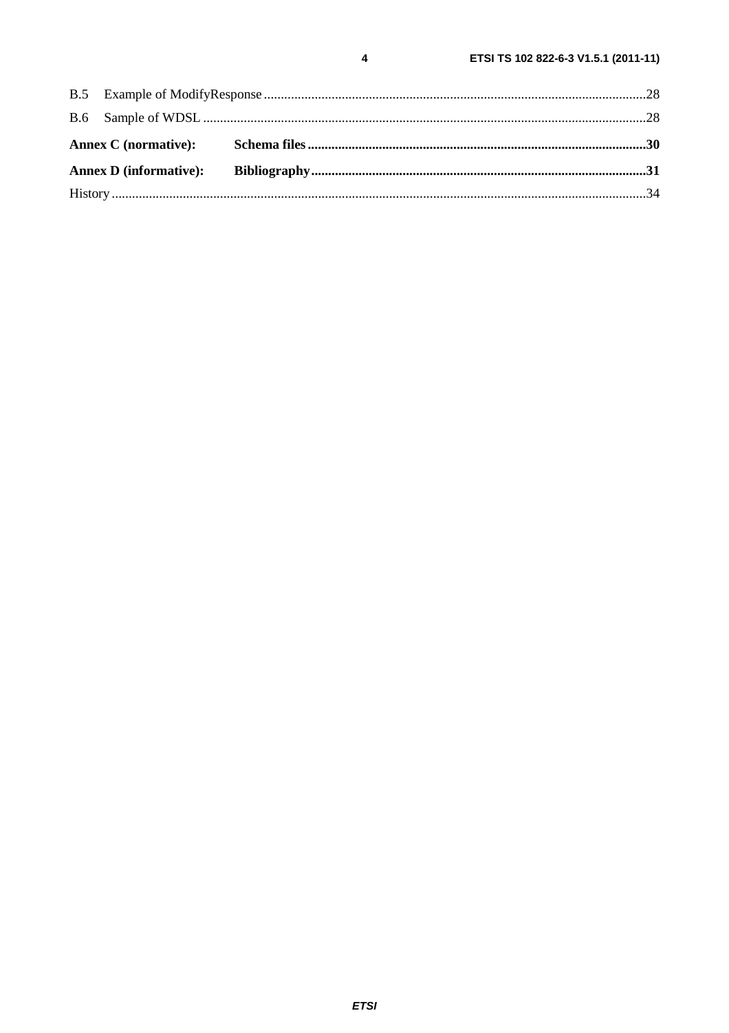B.5 Example of ModifyResponse ....................................................................................................................28

B.6 Sample of WDSL ......................................................................................................................................28

**Annex C (normative): Schema files ...................................................................................................30**

**Annex D (informative): Bibliography ..................................................................................................31**

History ..............................................................................................................................................................34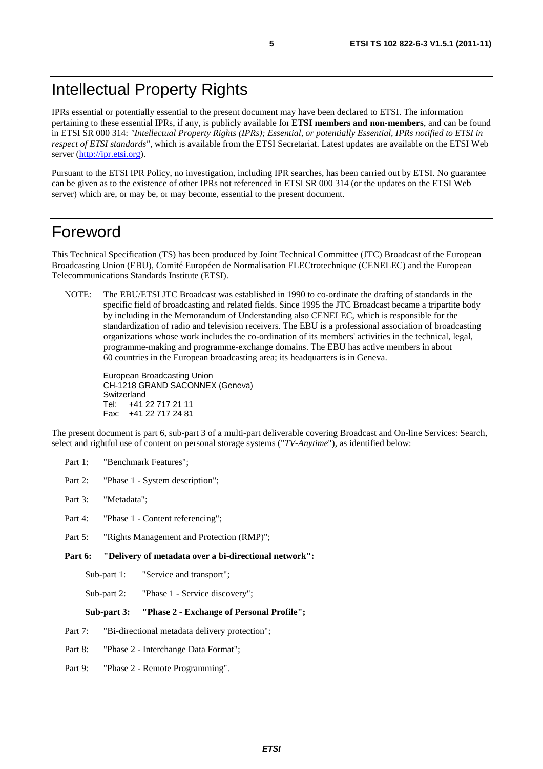# Intellectual Property Rights

IPRs essential or potentially essential to the present document may have been declared to ETSI. The information pertaining to these essential IPRs, if any, is publicly available for **ETSI members and non-members**, and can be found in ETSI SR 000 314: *"Intellectual Property Rights (IPRs); Essential, or potentially Essential, IPRs notified to ETSI in respect of ETSI standards"*, which is available from the ETSI Secretariat. Latest updates are available on the ETSI Web server (http://ipr.etsi.org).

Pursuant to the ETSI IPR Policy, no investigation, including IPR searches, has been carried out by ETSI. No guarantee can be given as to the existence of other IPRs not referenced in ETSI SR 000 314 (or the updates on the ETSI Web server) which are, or may be, or may become, essential to the present document.

# Foreword

This Technical Specification (TS) has been produced by Joint Technical Committee (JTC) Broadcast of the European Broadcasting Union (EBU), Comité Européen de Normalisation ELECtrotechnique (CENELEC) and the European Telecommunications Standards Institute (ETSI).

NOTE: The EBU/ETSI JTC Broadcast was established in 1990 to co-ordinate the drafting of standards in the specific field of broadcasting and related fields. Since 1995 the JTC Broadcast became a tripartite body by including in the Memorandum of Understanding also CENELEC, which is responsible for the standardization of radio and television receivers. The EBU is a professional association of broadcasting organizations whose work includes the co-ordination of its members' activities in the technical, legal, programme-making and programme-exchange domains. The EBU has active members in about 60 countries in the European broadcasting area; its headquarters is in Geneva.

European Broadcasting Union
CH-1218 GRAND SACONNEX (Geneva)
Switzerland
Tel: +41 22 717 21 11
Fax: +41 22 717 24 81

The present document is part 6, sub-part 3 of a multi-part deliverable covering Broadcast and On-line Services: Search, select and rightful use of content on personal storage systems ("*TV-Anytime*"), as identified below:

- Part 1: "Benchmark Features";
- Part 2: "Phase 1 - System description";
- Part 3: "Metadata";
- Part 4: "Phase 1 - Content referencing";
- Part 5: "Rights Management and Protection (RMP)";
- **Part 6: "Delivery of metadata over a bi-directional network":**
  - Sub-part 1: "Service and transport";
  - Sub-part 2: "Phase 1 - Service discovery";
  - **Sub-part 3: "Phase 2 - Exchange of Personal Profile";**
- Part 7: "Bi-directional metadata delivery protection";
- Part 8: "Phase 2 - Interchange Data Format";
- Part 9: "Phase 2 - Remote Programming".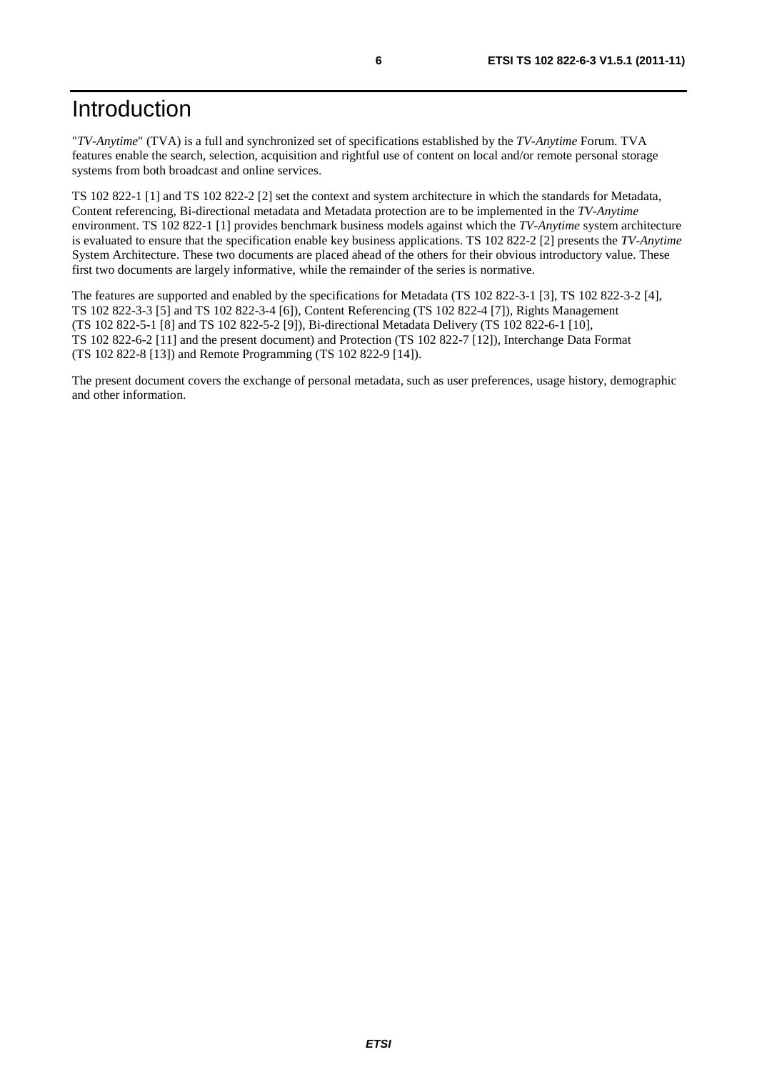# Introduction

"*TV-Anytime*" (TVA) is a full and synchronized set of specifications established by the *TV-Anytime* Forum. TVA features enable the search, selection, acquisition and rightful use of content on local and/or remote personal storage systems from both broadcast and online services.

TS 102 822-1 [1] and TS 102 822-2 [2] set the context and system architecture in which the standards for Metadata, Content referencing, Bi-directional metadata and Metadata protection are to be implemented in the *TV-Anytime* environment. TS 102 822-1 [1] provides benchmark business models against which the *TV-Anytime* system architecture is evaluated to ensure that the specification enable key business applications. TS 102 822-2 [2] presents the *TV-Anytime* System Architecture. These two documents are placed ahead of the others for their obvious introductory value. These first two documents are largely informative, while the remainder of the series is normative.

The features are supported and enabled by the specifications for Metadata (TS 102 822-3-1 [3], TS 102 822-3-2 [4], TS 102 822-3-3 [5] and TS 102 822-3-4 [6]), Content Referencing (TS 102 822-4 [7]), Rights Management (TS 102 822-5-1 [8] and TS 102 822-5-2 [9]), Bi-directional Metadata Delivery (TS 102 822-6-1 [10], TS 102 822-6-2 [11] and the present document) and Protection (TS 102 822-7 [12]), Interchange Data Format (TS 102 822-8 [13]) and Remote Programming (TS 102 822-9 [14]).

The present document covers the exchange of personal metadata, such as user preferences, usage history, demographic and other information.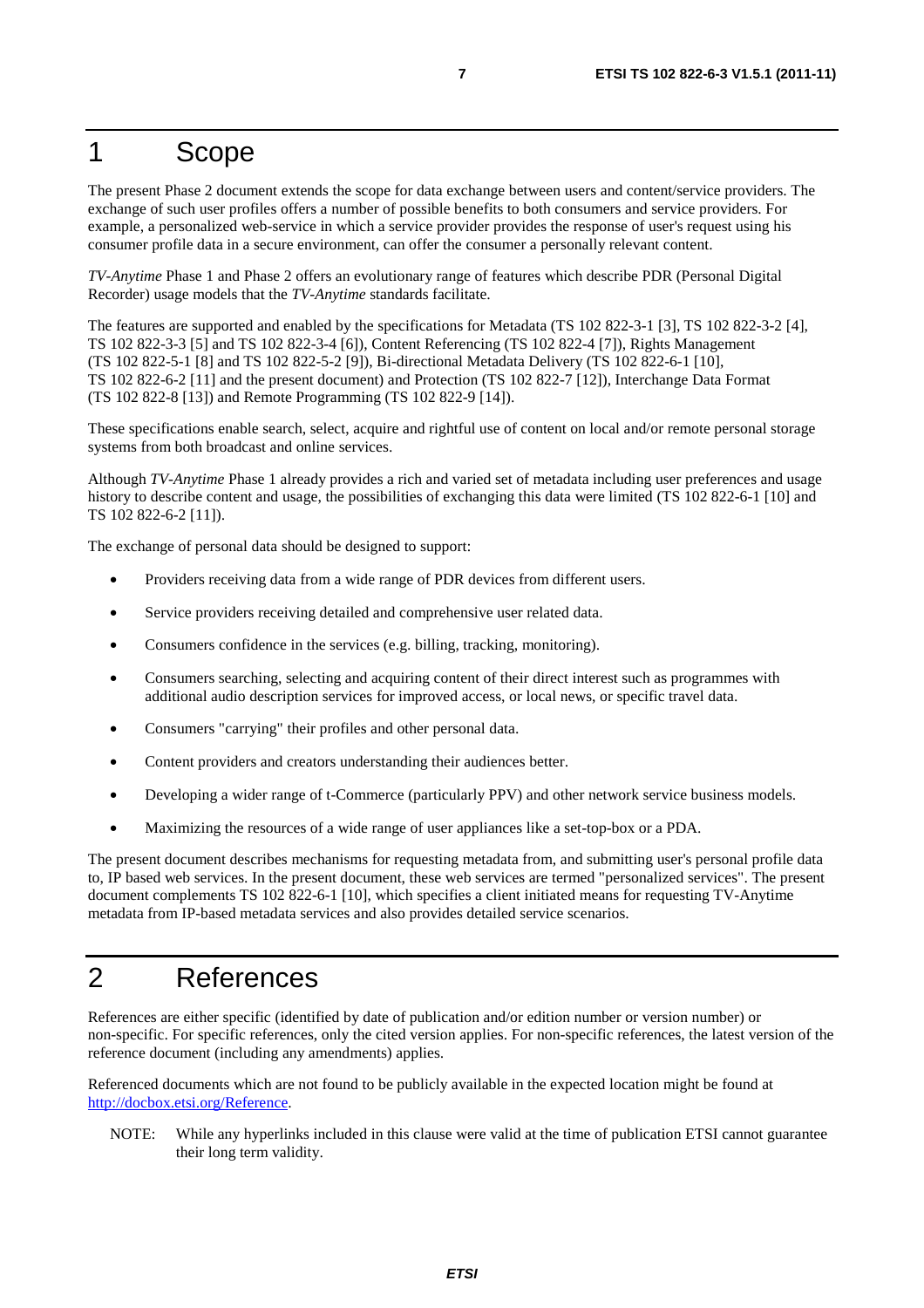# 1 Scope

The present Phase 2 document extends the scope for data exchange between users and content/service providers. The exchange of such user profiles offers a number of possible benefits to both consumers and service providers. For example, a personalized web-service in which a service provider provides the response of user's request using his consumer profile data in a secure environment, can offer the consumer a personally relevant content.

*TV-Anytime* Phase 1 and Phase 2 offers an evolutionary range of features which describe PDR (Personal Digital Recorder) usage models that the *TV-Anytime* standards facilitate.

The features are supported and enabled by the specifications for Metadata (TS 102 822-3-1 [3], TS 102 822-3-2 [4], TS 102 822-3-3 [5] and TS 102 822-3-4 [6]), Content Referencing (TS 102 822-4 [7]), Rights Management (TS 102 822-5-1 [8] and TS 102 822-5-2 [9]), Bi-directional Metadata Delivery (TS 102 822-6-1 [10], TS 102 822-6-2 [11] and the present document) and Protection (TS 102 822-7 [12]), Interchange Data Format (TS 102 822-8 [13]) and Remote Programming (TS 102 822-9 [14]).

These specifications enable search, select, acquire and rightful use of content on local and/or remote personal storage systems from both broadcast and online services.

Although *TV-Anytime* Phase 1 already provides a rich and varied set of metadata including user preferences and usage history to describe content and usage, the possibilities of exchanging this data were limited (TS 102 822-6-1 [10] and TS 102 822-6-2 [11]).

The exchange of personal data should be designed to support:

- Providers receiving data from a wide range of PDR devices from different users.
- Service providers receiving detailed and comprehensive user related data.
- Consumers confidence in the services (e.g. billing, tracking, monitoring).
- Consumers searching, selecting and acquiring content of their direct interest such as programmes with additional audio description services for improved access, or local news, or specific travel data.
- Consumers "carrying" their profiles and other personal data.
- Content providers and creators understanding their audiences better.
- Developing a wider range of t-Commerce (particularly PPV) and other network service business models.
- Maximizing the resources of a wide range of user appliances like a set-top-box or a PDA.

The present document describes mechanisms for requesting metadata from, and submitting user's personal profile data to, IP based web services. In the present document, these web services are termed "personalized services". The present document complements TS 102 822-6-1 [10], which specifies a client initiated means for requesting TV-Anytime metadata from IP-based metadata services and also provides detailed service scenarios.

# 2 References

References are either specific (identified by date of publication and/or edition number or version number) or non-specific. For specific references, only the cited version applies. For non-specific references, the latest version of the reference document (including any amendments) applies.

Referenced documents which are not found to be publicly available in the expected location might be found at http://docbox.etsi.org/Reference.

NOTE: While any hyperlinks included in this clause were valid at the time of publication ETSI cannot guarantee their long term validity.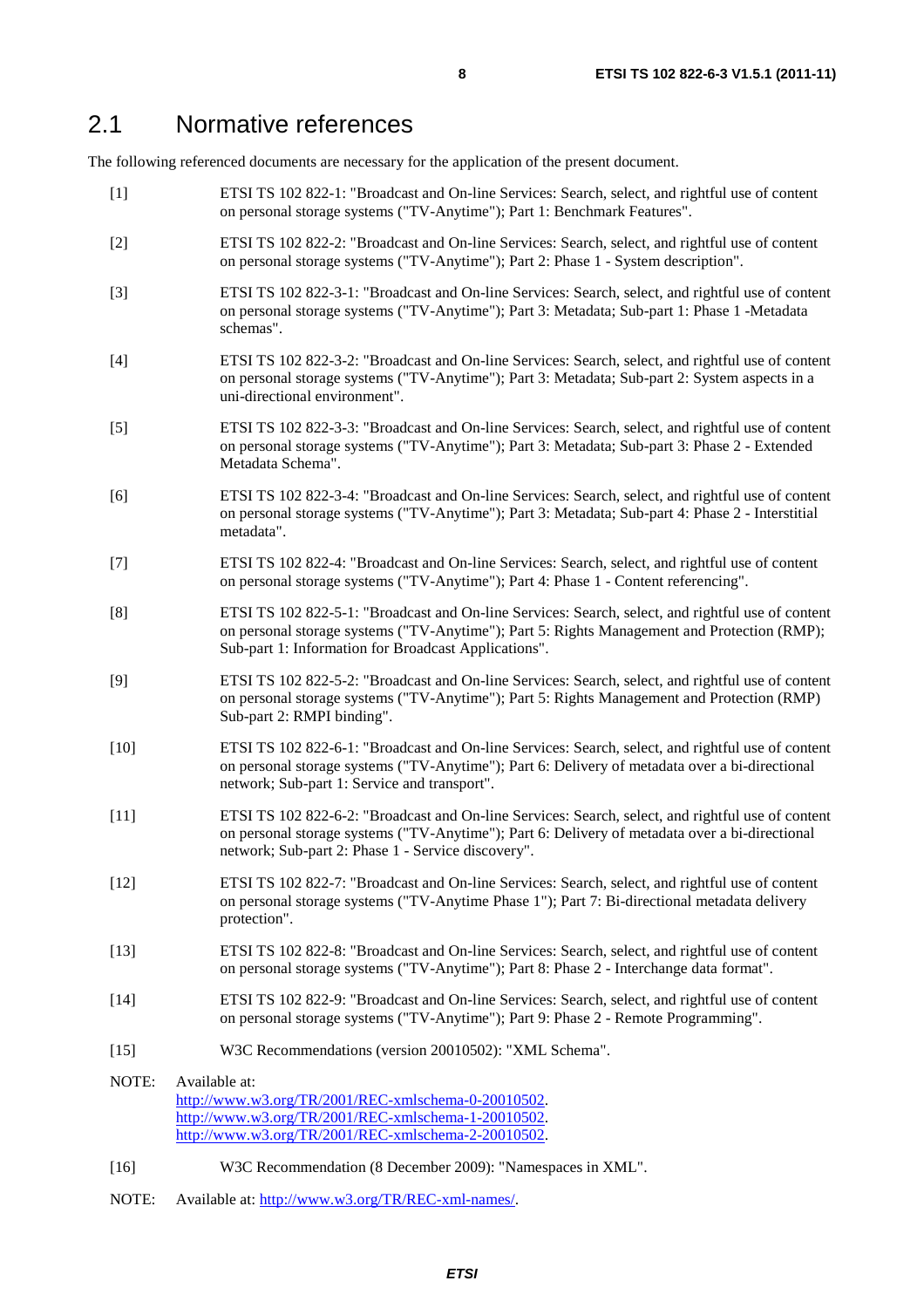## 2.1 Normative references

The following referenced documents are necessary for the application of the present document.

[1] ETSI TS 102 822-1: "Broadcast and On-line Services: Search, select, and rightful use of content on personal storage systems ("TV-Anytime"); Part 1: Benchmark Features".

[2] ETSI TS 102 822-2: "Broadcast and On-line Services: Search, select, and rightful use of content on personal storage systems ("TV-Anytime"); Part 2: Phase 1 - System description".

[3] ETSI TS 102 822-3-1: "Broadcast and On-line Services: Search, select, and rightful use of content on personal storage systems ("TV-Anytime"); Part 3: Metadata; Sub-part 1: Phase 1 -Metadata schemas".

[4] ETSI TS 102 822-3-2: "Broadcast and On-line Services: Search, select, and rightful use of content on personal storage systems ("TV-Anytime"); Part 3: Metadata; Sub-part 2: System aspects in a uni-directional environment".

[5] ETSI TS 102 822-3-3: "Broadcast and On-line Services: Search, select, and rightful use of content on personal storage systems ("TV-Anytime"); Part 3: Metadata; Sub-part 3: Phase 2 - Extended Metadata Schema".

[6] ETSI TS 102 822-3-4: "Broadcast and On-line Services: Search, select, and rightful use of content on personal storage systems ("TV-Anytime"); Part 3: Metadata; Sub-part 4: Phase 2 - Interstitial metadata".

[7] ETSI TS 102 822-4: "Broadcast and On-line Services: Search, select, and rightful use of content on personal storage systems ("TV-Anytime"); Part 4: Phase 1 - Content referencing".

[8] ETSI TS 102 822-5-1: "Broadcast and On-line Services: Search, select, and rightful use of content on personal storage systems ("TV-Anytime"); Part 5: Rights Management and Protection (RMP); Sub-part 1: Information for Broadcast Applications".

[9] ETSI TS 102 822-5-2: "Broadcast and On-line Services: Search, select, and rightful use of content on personal storage systems ("TV-Anytime"); Part 5: Rights Management and Protection (RMP) Sub-part 2: RMPI binding".

[10] ETSI TS 102 822-6-1: "Broadcast and On-line Services: Search, select, and rightful use of content on personal storage systems ("TV-Anytime"); Part 6: Delivery of metadata over a bi-directional network; Sub-part 1: Service and transport".

[11] ETSI TS 102 822-6-2: "Broadcast and On-line Services: Search, select, and rightful use of content on personal storage systems ("TV-Anytime"); Part 6: Delivery of metadata over a bi-directional network; Sub-part 2: Phase 1 - Service discovery".

[12] ETSI TS 102 822-7: "Broadcast and On-line Services: Search, select, and rightful use of content on personal storage systems ("TV-Anytime Phase 1"); Part 7: Bi-directional metadata delivery protection".

[13] ETSI TS 102 822-8: "Broadcast and On-line Services: Search, select, and rightful use of content on personal storage systems ("TV-Anytime"); Part 8: Phase 2 - Interchange data format".

[14] ETSI TS 102 822-9: "Broadcast and On-line Services: Search, select, and rightful use of content on personal storage systems ("TV-Anytime"); Part 9: Phase 2 - Remote Programming".

[15] W3C Recommendations (version 20010502): "XML Schema".

NOTE: Available at:
http://www.w3.org/TR/2001/REC-xmlschema-0-20010502.
http://www.w3.org/TR/2001/REC-xmlschema-1-20010502.
http://www.w3.org/TR/2001/REC-xmlschema-2-20010502.

[16] W3C Recommendation (8 December 2009): "Namespaces in XML".

NOTE: Available at: http://www.w3.org/TR/REC-xml-names/.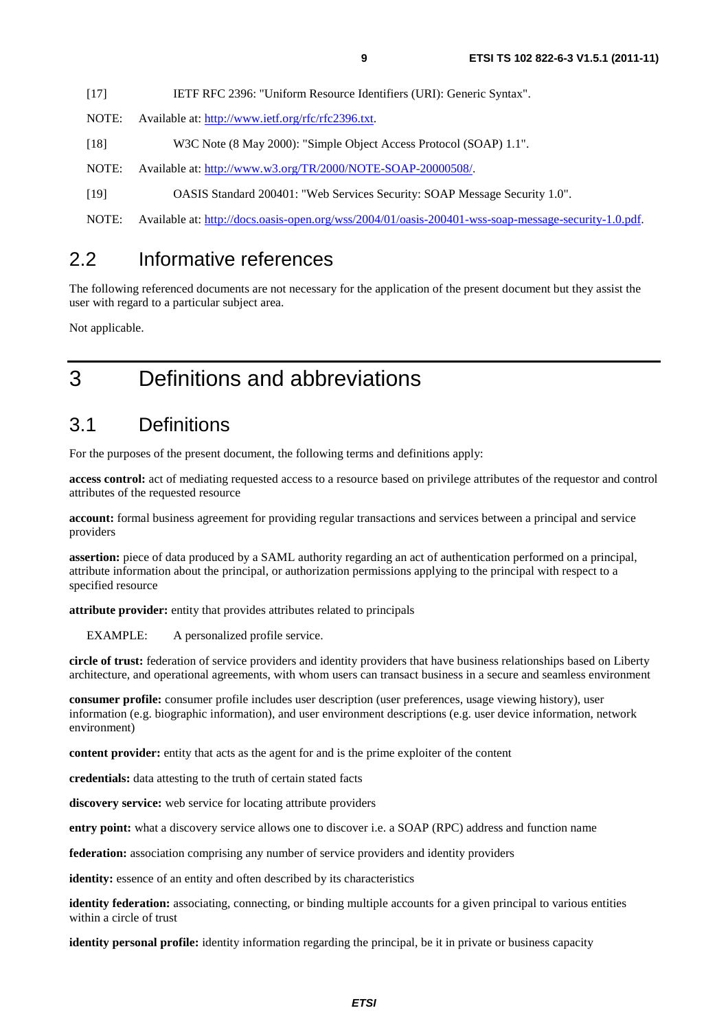[17] IETF RFC 2396: "Uniform Resource Identifiers (URI): Generic Syntax".

NOTE: Available at: http://www.ietf.org/rfc/rfc2396.txt.

[18] W3C Note (8 May 2000): "Simple Object Access Protocol (SOAP) 1.1".

NOTE: Available at: http://www.w3.org/TR/2000/NOTE-SOAP-20000508/.

[19] OASIS Standard 200401: "Web Services Security: SOAP Message Security 1.0".

NOTE: Available at: http://docs.oasis-open.org/wss/2004/01/oasis-200401-wss-soap-message-security-1.0.pdf.

## 2.2 Informative references

The following referenced documents are not necessary for the application of the present document but they assist the user with regard to a particular subject area.

Not applicable.

# 3 Definitions and abbreviations

## 3.1 Definitions

For the purposes of the present document, the following terms and definitions apply:

**access control:** act of mediating requested access to a resource based on privilege attributes of the requestor and control attributes of the requested resource

**account:** formal business agreement for providing regular transactions and services between a principal and service providers

**assertion:** piece of data produced by a SAML authority regarding an act of authentication performed on a principal, attribute information about the principal, or authorization permissions applying to the principal with respect to a specified resource

**attribute provider:** entity that provides attributes related to principals

EXAMPLE: A personalized profile service.

**circle of trust:** federation of service providers and identity providers that have business relationships based on Liberty architecture, and operational agreements, with whom users can transact business in a secure and seamless environment

**consumer profile:** consumer profile includes user description (user preferences, usage viewing history), user information (e.g. biographic information), and user environment descriptions (e.g. user device information, network environment)

**content provider:** entity that acts as the agent for and is the prime exploiter of the content

**credentials:** data attesting to the truth of certain stated facts

**discovery service:** web service for locating attribute providers

**entry point:** what a discovery service allows one to discover i.e. a SOAP (RPC) address and function name

**federation:** association comprising any number of service providers and identity providers

**identity:** essence of an entity and often described by its characteristics

**identity federation:** associating, connecting, or binding multiple accounts for a given principal to various entities within a circle of trust

**identity personal profile:** identity information regarding the principal, be it in private or business capacity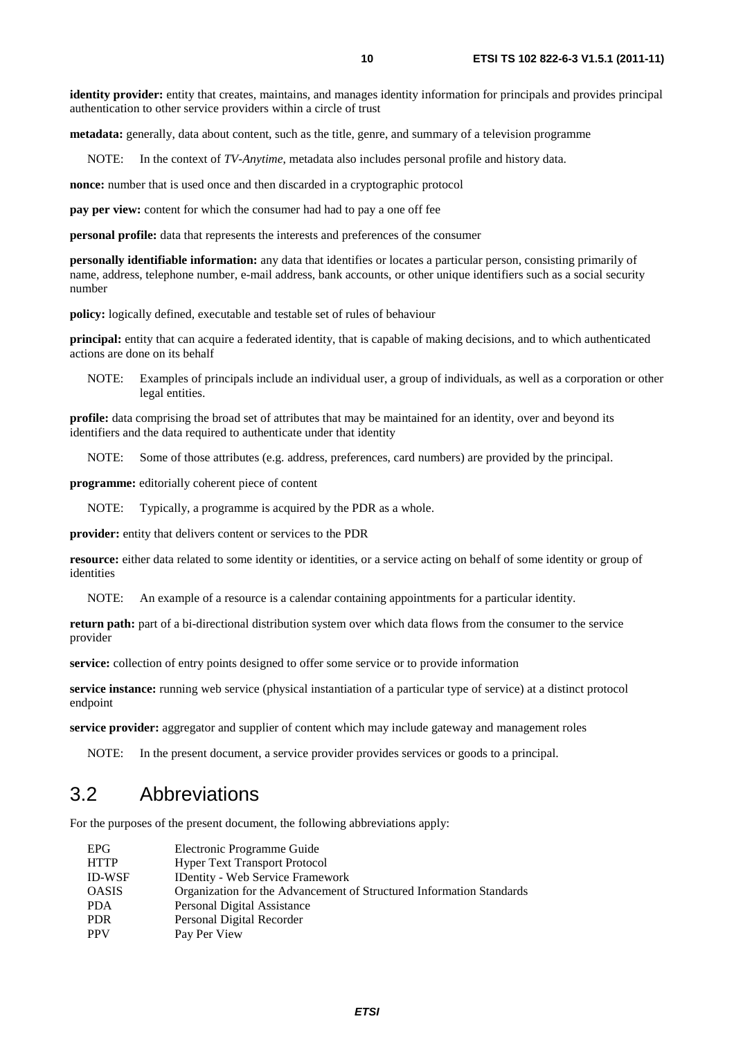**identity provider:** entity that creates, maintains, and manages identity information for principals and provides principal authentication to other service providers within a circle of trust

**metadata:** generally, data about content, such as the title, genre, and summary of a television programme

NOTE: In the context of *TV-Anytime*, metadata also includes personal profile and history data.

**nonce:** number that is used once and then discarded in a cryptographic protocol

**pay per view:** content for which the consumer had had to pay a one off fee

**personal profile:** data that represents the interests and preferences of the consumer

**personally identifiable information:** any data that identifies or locates a particular person, consisting primarily of name, address, telephone number, e-mail address, bank accounts, or other unique identifiers such as a social security number

**policy:** logically defined, executable and testable set of rules of behaviour

**principal:** entity that can acquire a federated identity, that is capable of making decisions, and to which authenticated actions are done on its behalf

NOTE: Examples of principals include an individual user, a group of individuals, as well as a corporation or other legal entities.

**profile:** data comprising the broad set of attributes that may be maintained for an identity, over and beyond its identifiers and the data required to authenticate under that identity

NOTE: Some of those attributes (e.g. address, preferences, card numbers) are provided by the principal.

**programme:** editorially coherent piece of content

NOTE: Typically, a programme is acquired by the PDR as a whole.

**provider:** entity that delivers content or services to the PDR

**resource:** either data related to some identity or identities, or a service acting on behalf of some identity or group of identities

NOTE: An example of a resource is a calendar containing appointments for a particular identity.

**return path:** part of a bi-directional distribution system over which data flows from the consumer to the service provider

**service:** collection of entry points designed to offer some service or to provide information

**service instance:** running web service (physical instantiation of a particular type of service) at a distinct protocol endpoint

**service provider:** aggregator and supplier of content which may include gateway and management roles

NOTE: In the present document, a service provider provides services or goods to a principal.

## 3.2 Abbreviations

For the purposes of the present document, the following abbreviations apply:

| | |
|---|---|
| EPG | Electronic Programme Guide |
| HTTP | Hyper Text Transport Protocol |
| ID-WSF | IDentity - Web Service Framework |
| OASIS | Organization for the Advancement of Structured Information Standards |
| PDA | Personal Digital Assistance |
| PDR | Personal Digital Recorder |
| PPV | Pay Per View |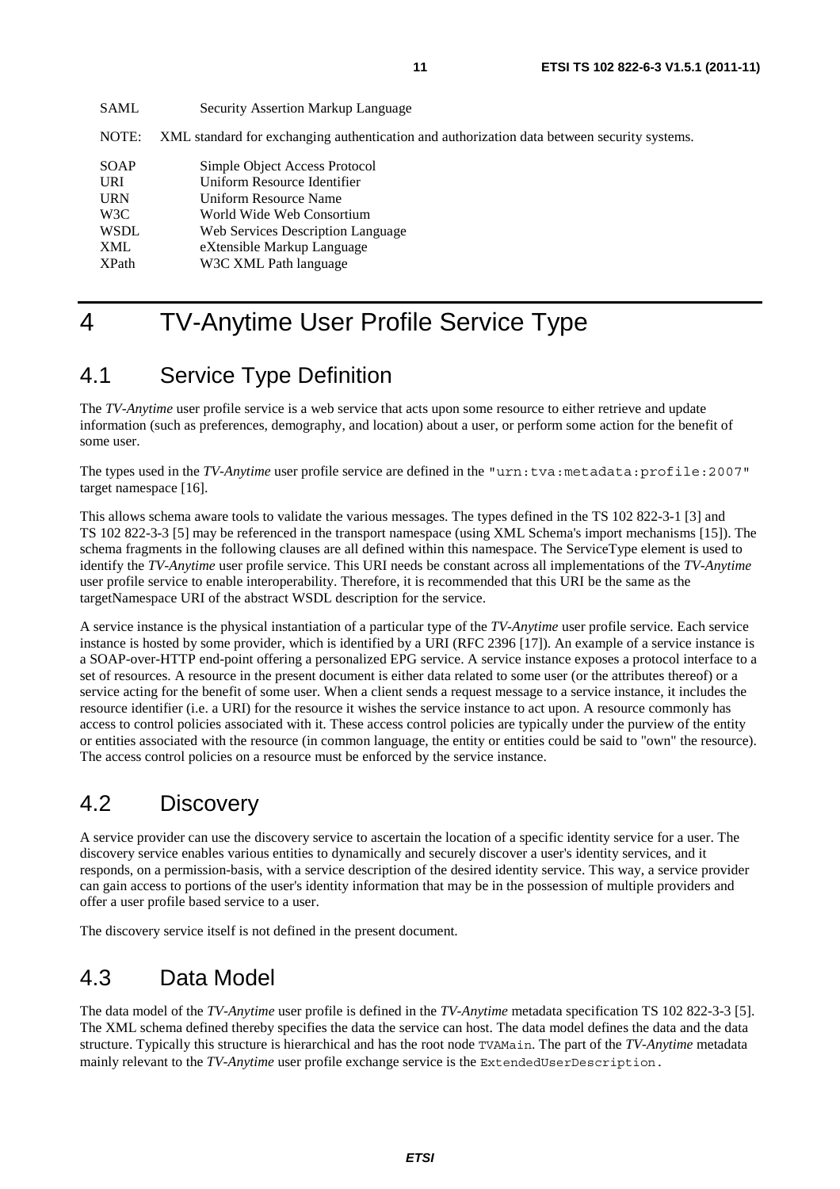| | |
|---|---|
| SAML | Security Assertion Markup Language |

NOTE: XML standard for exchanging authentication and authorization data between security systems.

| | |
|---|---|
| SOAP | Simple Object Access Protocol |
| URI | Uniform Resource Identifier |
| URN | Uniform Resource Name |
| W3C | World Wide Web Consortium |
| WSDL | Web Services Description Language |
| XML | eXtensible Markup Language |
| XPath | W3C XML Path language |

# 4 TV-Anytime User Profile Service Type

## 4.1 Service Type Definition

The *TV-Anytime* user profile service is a web service that acts upon some resource to either retrieve and update information (such as preferences, demography, and location) about a user, or perform some action for the benefit of some user.

The types used in the *TV-Anytime* user profile service are defined in the `"urn:tva:metadata:profile:2007"` target namespace [16].

This allows schema aware tools to validate the various messages. The types defined in the TS 102 822-3-1 [3] and TS 102 822-3-3 [5] may be referenced in the transport namespace (using XML Schema's import mechanisms [15]). The schema fragments in the following clauses are all defined within this namespace. The ServiceType element is used to identify the *TV-Anytime* user profile service. This URI needs be constant across all implementations of the *TV-Anytime* user profile service to enable interoperability. Therefore, it is recommended that this URI be the same as the targetNamespace URI of the abstract WSDL description for the service.

A service instance is the physical instantiation of a particular type of the *TV-Anytime* user profile service. Each service instance is hosted by some provider, which is identified by a URI (RFC 2396 [17]). An example of a service instance is a SOAP-over-HTTP end-point offering a personalized EPG service. A service instance exposes a protocol interface to a set of resources. A resource in the present document is either data related to some user (or the attributes thereof) or a service acting for the benefit of some user. When a client sends a request message to a service instance, it includes the resource identifier (i.e. a URI) for the resource it wishes the service instance to act upon. A resource commonly has access to control policies associated with it. These access control policies are typically under the purview of the entity or entities associated with the resource (in common language, the entity or entities could be said to "own" the resource). The access control policies on a resource must be enforced by the service instance.

## 4.2 Discovery

A service provider can use the discovery service to ascertain the location of a specific identity service for a user. The discovery service enables various entities to dynamically and securely discover a user's identity services, and it responds, on a permission-basis, with a service description of the desired identity service. This way, a service provider can gain access to portions of the user's identity information that may be in the possession of multiple providers and offer a user profile based service to a user.

The discovery service itself is not defined in the present document.

## 4.3 Data Model

The data model of the *TV-Anytime* user profile is defined in the *TV-Anytime* metadata specification TS 102 822-3-3 [5]. The XML schema defined thereby specifies the data the service can host. The data model defines the data and the data structure. Typically this structure is hierarchical and has the root node `TVAMain`. The part of the *TV-Anytime* metadata mainly relevant to the *TV-Anytime* user profile exchange service is the `ExtendedUserDescription`.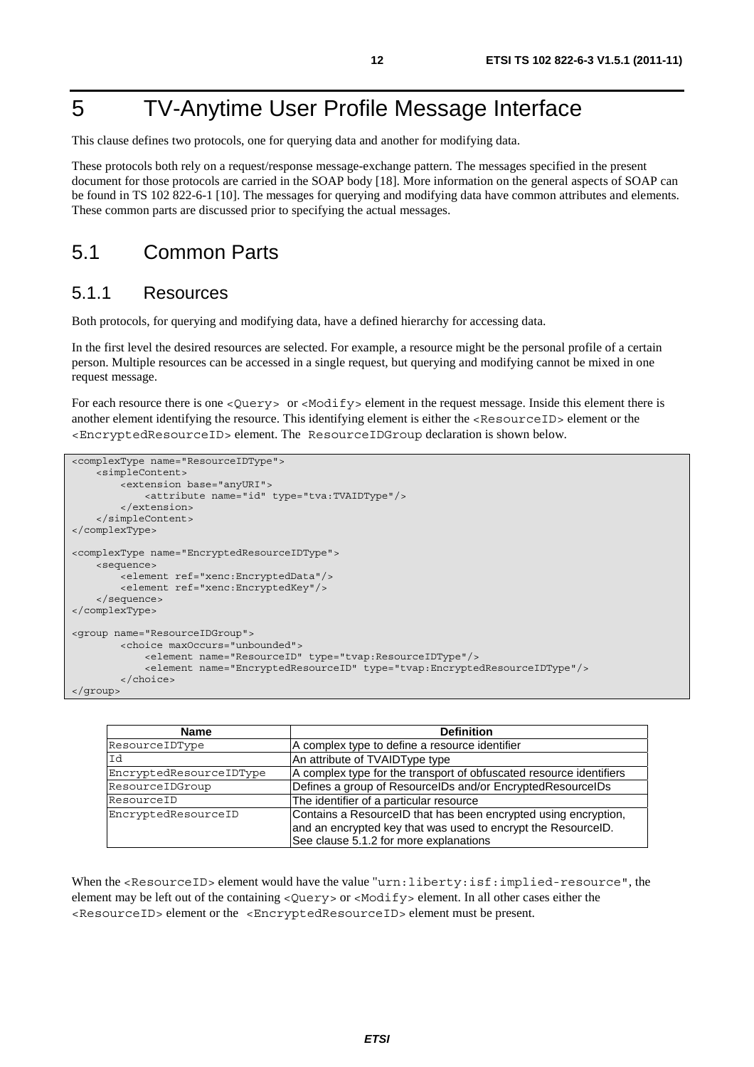# 5 TV-Anytime User Profile Message Interface

This clause defines two protocols, one for querying data and another for modifying data.

These protocols both rely on a request/response message-exchange pattern. The messages specified in the present document for those protocols are carried in the SOAP body [18]. More information on the general aspects of SOAP can be found in TS 102 822-6-1 [10]. The messages for querying and modifying data have common attributes and elements. These common parts are discussed prior to specifying the actual messages.

## 5.1 Common Parts

### 5.1.1 Resources

Both protocols, for querying and modifying data, have a defined hierarchy for accessing data.

In the first level the desired resources are selected. For example, a resource might be the personal profile of a certain person. Multiple resources can be accessed in a single request, but querying and modifying cannot be mixed in one request message.

For each resource there is one `<Query>` or `<Modify>` element in the request message. Inside this element there is another element identifying the resource. This identifying element is either the `<ResourceID>` element or the `<EncryptedResourceID>` element. The `ResourceIDGroup` declaration is shown below.

```
<complexType name="ResourceIDType">
    <simpleContent>
        <extension base="anyURI">
            <attribute name="id" type="tva:TVAIDType"/>
        </extension>
    </simpleContent>
</complexType>

<complexType name="EncryptedResourceIDType">
    <sequence>
        <element ref="xenc:EncryptedData"/>
        <element ref="xenc:EncryptedKey"/>
    </sequence>
</complexType>

<group name="ResourceIDGroup">
        <choice maxOccurs="unbounded">
            <element name="ResourceID" type="tvap:ResourceIDType"/>
            <element name="EncryptedResourceID" type="tvap:EncryptedResourceIDType"/>
        </choice>
</group>
```

| Name | Definition |
|---|---|
| ResourceIDType | A complex type to define a resource identifier |
| Id | An attribute of TVAIDType type |
| EncryptedResourceIDType | A complex type for the transport of obfuscated resource identifiers |
| ResourceIDGroup | Defines a group of ResourceIDs and/or EncryptedResourceIDs |
| ResourceID | The identifier of a particular resource |
| EncryptedResourceID | Contains a ResourceID that has been encrypted using encryption, and an encrypted key that was used to encrypt the ResourceID. See clause 5.1.2 for more explanations |

When the `<ResourceID>` element would have the value "`urn:liberty:isf:implied-resource`", the element may be left out of the containing `<Query>` or `<Modify>` element. In all other cases either the `<ResourceID>` element or the `<EncryptedResourceID>` element must be present.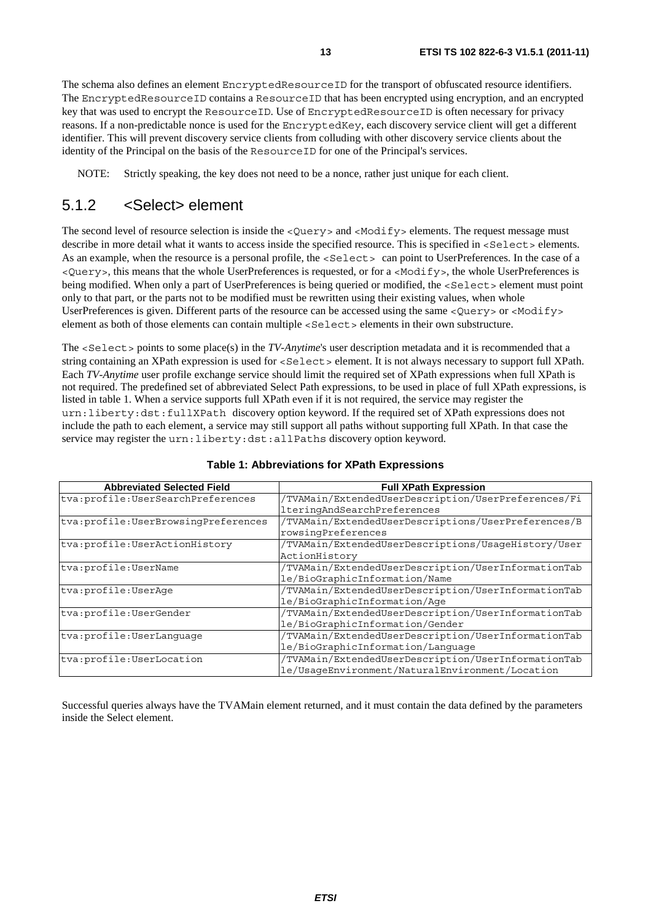The schema also defines an element EncryptedResourceID for the transport of obfuscated resource identifiers. The EncryptedResourceID contains a ResourceID that has been encrypted using encryption, and an encrypted key that was used to encrypt the ResourceID. Use of EncryptedResourceID is often necessary for privacy reasons. If a non-predictable nonce is used for the EncryptedKey, each discovery service client will get a different identifier. This will prevent discovery service clients from colluding with other discovery service clients about the identity of the Principal on the basis of the ResourceID for one of the Principal's services.

NOTE: Strictly speaking, the key does not need to be a nonce, rather just unique for each client.

### 5.1.2 <Select> element

The second level of resource selection is inside the <Query> and <Modify> elements. The request message must describe in more detail what it wants to access inside the specified resource. This is specified in <Select> elements. As an example, when the resource is a personal profile, the <Select> can point to UserPreferences. In the case of a <Query>, this means that the whole UserPreferences is requested, or for a <Modify>, the whole UserPreferences is being modified. When only a part of UserPreferences is being queried or modified, the <Select> element must point only to that part, or the parts not to be modified must be rewritten using their existing values, when whole UserPreferences is given. Different parts of the resource can be accessed using the same <Query> or <Modify> element as both of those elements can contain multiple <Select> elements in their own substructure.

The <Select> points to some place(s) in the *TV-Anytime*'s user description metadata and it is recommended that a string containing an XPath expression is used for <Select> element. It is not always necessary to support full XPath. Each *TV-Anytime* user profile exchange service should limit the required set of XPath expressions when full XPath is not required. The predefined set of abbreviated Select Path expressions, to be used in place of full XPath expressions, is listed in table 1. When a service supports full XPath even if it is not required, the service may register the urn:liberty:dst:fullXPath discovery option keyword. If the required set of XPath expressions does not include the path to each element, a service may still support all paths without supporting full XPath. In that case the service may register the urn:liberty:dst:allPaths discovery option keyword.

**Table 1: Abbreviations for XPath Expressions**

| Abbreviated Selected Field | Full XPath Expression |
|---|---|
| tva:profile:UserSearchPreferences | /TVAMain/ExtendedUserDescription/UserPreferences/FilteringAndSearchPreferences |
| tva:profile:UserBrowsingPreferences | /TVAMain/ExtendedUserDescriptions/UserPreferences/BrowsingPreferences |
| tva:profile:UserActionHistory | /TVAMain/ExtendedUserDescriptions/UsageHistory/UserActionHistory |
| tva:profile:UserName | /TVAMain/ExtendedUserDescription/UserInformationTable/BioGraphicInformation/Name |
| tva:profile:UserAge | /TVAMain/ExtendedUserDescription/UserInformationTable/BioGraphicInformation/Age |
| tva:profile:UserGender | /TVAMain/ExtendedUserDescription/UserInformationTable/BioGraphicInformation/Gender |
| tva:profile:UserLanguage | /TVAMain/ExtendedUserDescription/UserInformationTable/BioGraphicInformation/Language |
| tva:profile:UserLocation | /TVAMain/ExtendedUserDescription/UserInformationTable/UsageEnvironment/NaturalEnvironment/Location |

Successful queries always have the TVAMain element returned, and it must contain the data defined by the parameters inside the Select element.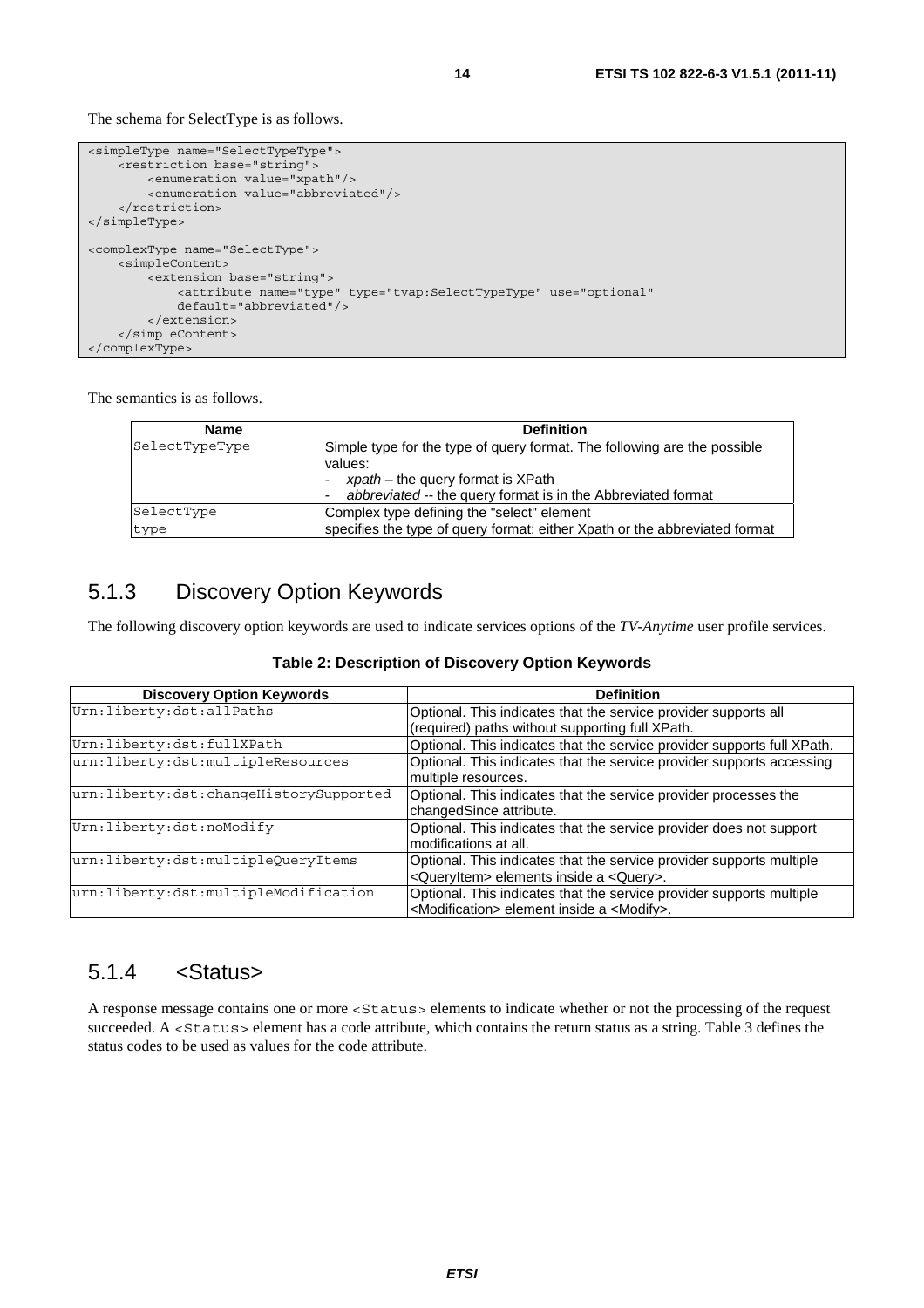The schema for SelectType is as follows.

```
<simpleType name="SelectTypeType">
    <restriction base="string">
        <enumeration value="xpath"/>
        <enumeration value="abbreviated"/>
    </restriction>
</simpleType>

<complexType name="SelectType">
    <simpleContent>
        <extension base="string">
            <attribute name="type" type="tvap:SelectTypeType" use="optional"
            default="abbreviated"/>
        </extension>
    </simpleContent>
</complexType>
```

The semantics is as follows.

| Name | Definition |
| --- | --- |
| SelectTypeType | Simple type for the type of query format. The following are the possible values:<br>- *xpath* – the query format is XPath<br>- *abbreviated* -- the query format is in the Abbreviated format |
| SelectType | Complex type defining the "select" element |
| type | specifies the type of query format; either Xpath or the abbreviated format |

### 5.1.3 Discovery Option Keywords

The following discovery option keywords are used to indicate services options of the *TV-Anytime* user profile services.

**Table 2: Description of Discovery Option Keywords**

| Discovery Option Keywords | Definition |
| --- | --- |
| Urn:liberty:dst:allPaths | Optional. This indicates that the service provider supports all (required) paths without supporting full XPath. |
| Urn:liberty:dst:fullXPath | Optional. This indicates that the service provider supports full XPath. |
| urn:liberty:dst:multipleResources | Optional. This indicates that the service provider supports accessing multiple resources. |
| urn:liberty:dst:changeHistorySupported | Optional. This indicates that the service provider processes the changedSince attribute. |
| Urn:liberty:dst:noModify | Optional. This indicates that the service provider does not support modifications at all. |
| urn:liberty:dst:multipleQueryItems | Optional. This indicates that the service provider supports multiple <QueryItem> elements inside a <Query>. |
| urn:liberty:dst:multipleModification | Optional. This indicates that the service provider supports multiple <Modification> element inside a <Modify>. |

### 5.1.4 <Status>

A response message contains one or more <Status> elements to indicate whether or not the processing of the request succeeded. A <Status> element has a code attribute, which contains the return status as a string. Table 3 defines the status codes to be used as values for the code attribute.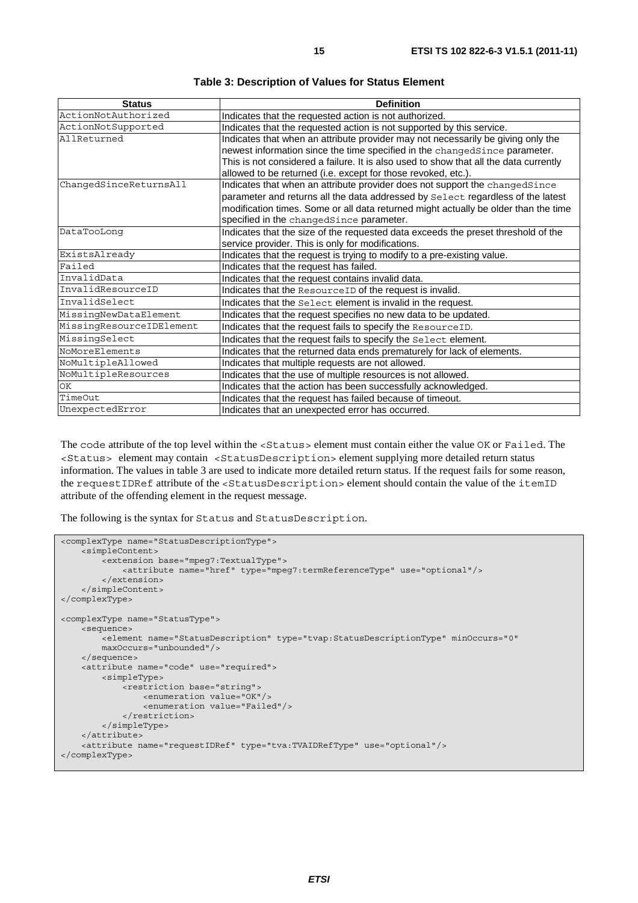**Table 3: Description of Values for Status Element**

| Status | Definition |
| --- | --- |
| ActionNotAuthorized | Indicates that the requested action is not authorized. |
| ActionNotSupported | Indicates that the requested action is not supported by this service. |
| AllReturned | Indicates that when an attribute provider may not necessarily be giving only the newest information since the time specified in the changedSince parameter. This is not considered a failure. It is also used to show that all the data currently allowed to be returned (i.e. except for those revoked, etc.). |
| ChangedSinceReturnsAll | Indicates that when an attribute provider does not support the changedSince parameter and returns all the data addressed by Select regardless of the latest modification times. Some or all data returned might actually be older than the time specified in the changedSince parameter. |
| DataTooLong | Indicates that the size of the requested data exceeds the preset threshold of the service provider. This is only for modifications. |
| ExistsAlready | Indicates that the request is trying to modify to a pre-existing value. |
| Failed | Indicates that the request has failed. |
| InvalidData | Indicates that the request contains invalid data. |
| InvalidResourceID | Indicates that the ResourceID of the request is invalid. |
| InvalidSelect | Indicates that the Select element is invalid in the request. |
| MissingNewDataElement | Indicates that the request specifies no new data to be updated. |
| MissingResourceIDElement | Indicates that the request fails to specify the ResourceID. |
| MissingSelect | Indicates that the request fails to specify the Select element. |
| NoMoreElements | Indicates that the returned data ends prematurely for lack of elements. |
| NoMultipleAllowed | Indicates that multiple requests are not allowed. |
| NoMultipleResources | Indicates that the use of multiple resources is not allowed. |
| OK | Indicates that the action has been successfully acknowledged. |
| TimeOut | Indicates that the request has failed because of timeout. |
| UnexpectedError | Indicates that an unexpected error has occurred. |

The code attribute of the top level within the <Status> element must contain either the value OK or Failed. The <Status> element may contain <StatusDescription> element supplying more detailed return status information. The values in table 3 are used to indicate more detailed return status. If the request fails for some reason, the requestIDRef attribute of the <StatusDescription> element should contain the value of the itemID attribute of the offending element in the request message.

The following is the syntax for Status and StatusDescription.

```
<complexType name="StatusDescriptionType">
    <simpleContent>
        <extension base="mpeg7:TextualType">
            <attribute name="href" type="mpeg7:termReferenceType" use="optional"/>
        </extension>
    </simpleContent>
</complexType>

<complexType name="StatusType">
    <sequence>
        <element name="StatusDescription" type="tvap:StatusDescriptionType" minOccurs="0"
        maxOccurs="unbounded"/>
    </sequence>
    <attribute name="code" use="required">
        <simpleType>
            <restriction base="string">
                <enumeration value="OK"/>
                <enumeration value="Failed"/>
            </restriction>
        </simpleType>
    </attribute>
    <attribute name="requestIDRef" type="tva:TVAIDRefType" use="optional"/>
</complexType>
```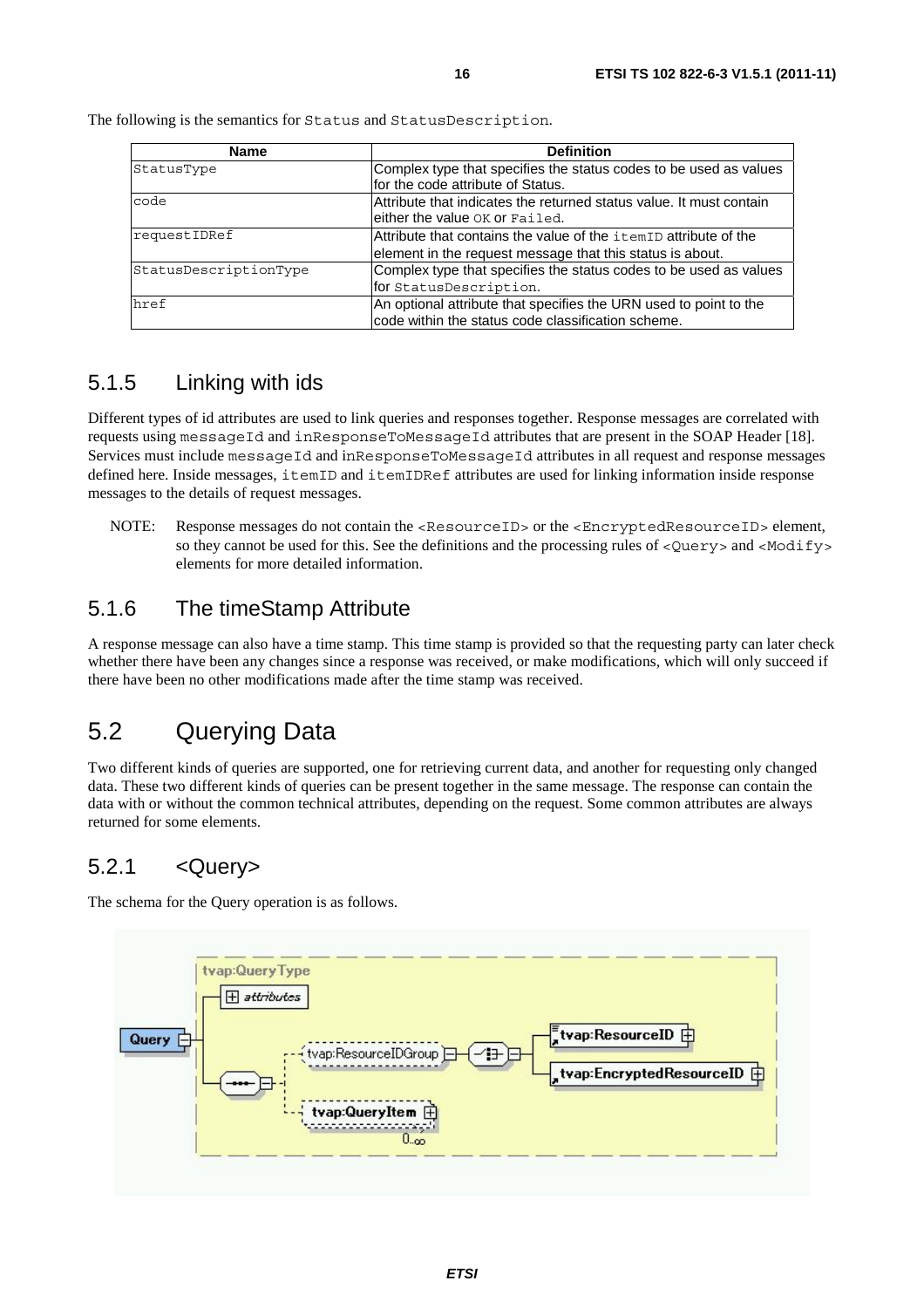The following is the semantics for `Status` and `StatusDescription`.

| Name | Definition |
| --- | --- |
| StatusType | Complex type that specifies the status codes to be used as values for the code attribute of Status. |
| code | Attribute that indicates the returned status value. It must contain either the value OK or Failed. |
| requestIDRef | Attribute that contains the value of the itemID attribute of the element in the request message that this status is about. |
| StatusDescriptionType | Complex type that specifies the status codes to be used as values for StatusDescription. |
| href | An optional attribute that specifies the URN used to point to the code within the status code classification scheme. |

### 5.1.5 Linking with ids

Different types of id attributes are used to link queries and responses together. Response messages are correlated with requests using `messageId` and `inResponseToMessageId` attributes that are present in the SOAP Header [18]. Services must include `messageId` and `inResponseToMessageId` attributes in all request and response messages defined here. Inside messages, `itemID` and `itemIDRef` attributes are used for linking information inside response messages to the details of request messages.

NOTE: Response messages do not contain the `<ResourceID>` or the `<EncryptedResourceID>` element, so they cannot be used for this. See the definitions and the processing rules of `<Query>` and `<Modify>` elements for more detailed information.

### 5.1.6 The timeStamp Attribute

A response message can also have a time stamp. This time stamp is provided so that the requesting party can later check whether there have been any changes since a response was received, or make modifications, which will only succeed if there have been no other modifications made after the time stamp was received.

## 5.2 Querying Data

Two different kinds of queries are supported, one for retrieving current data, and another for requesting only changed data. These two different kinds of queries can be present together in the same message. The response can contain the data with or without the common technical attributes, depending on the request. Some common attributes are always returned for some elements.

### 5.2.1 <Query>

The schema for the Query operation is as follows.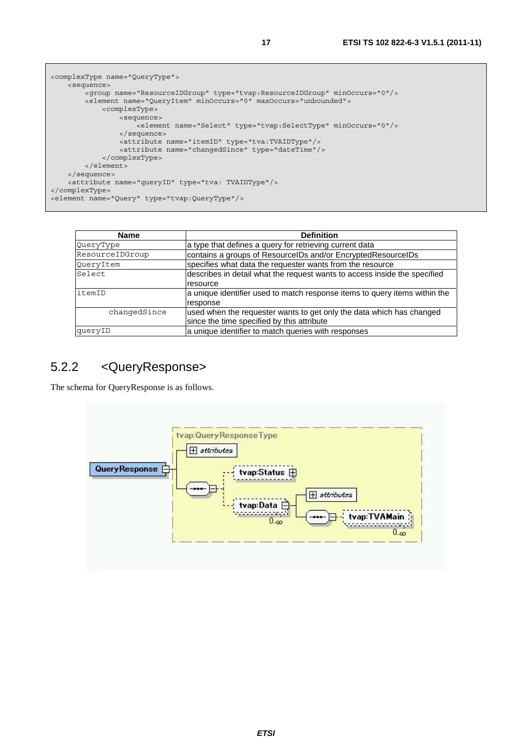```
<complexType name="QueryType">
    <sequence>
        <group name="ResourceIDGroup" type="tvap:ResourceIDGroup" minOccurs="0"/>
        <element name="QueryItem" minOccurs="0" maxOccurs="unbounded">
            <complexType>
                <sequence>
                    <element name="Select" type="tvap:SelectType" minOccurs="0"/>
                </sequence>
                <attribute name="itemID" type="tva:TVAIDType"/>
                <attribute name="changedSince" type="dateTime"/>
            </complexType>
        </element>
    </sequence>
    <attribute name="queryID" type="tva: TVAIDType"/>
</complexType>
<element name="Query" type="tvap:QueryType"/>
```

| Name | Definition |
|---|---|
| QueryType | a type that defines a query for retrieving current data |
| ResourceIDGroup | contains a groups of ResourceIDs and/or EncryptedResourceIDs |
| QueryItem | specifies what data the requester wants from the resource |
| Select | describes in detail what the request wants to access inside the specified resource |
| itemID | a unique identifier used to match response items to query items within the response |
| changedSince | used when the requester wants to get only the data which has changed since the time specified by this attribute |
| queryID | a unique identifier to match queries with responses |

### 5.2.2 <QueryResponse>

The schema for QueryResponse is as follows.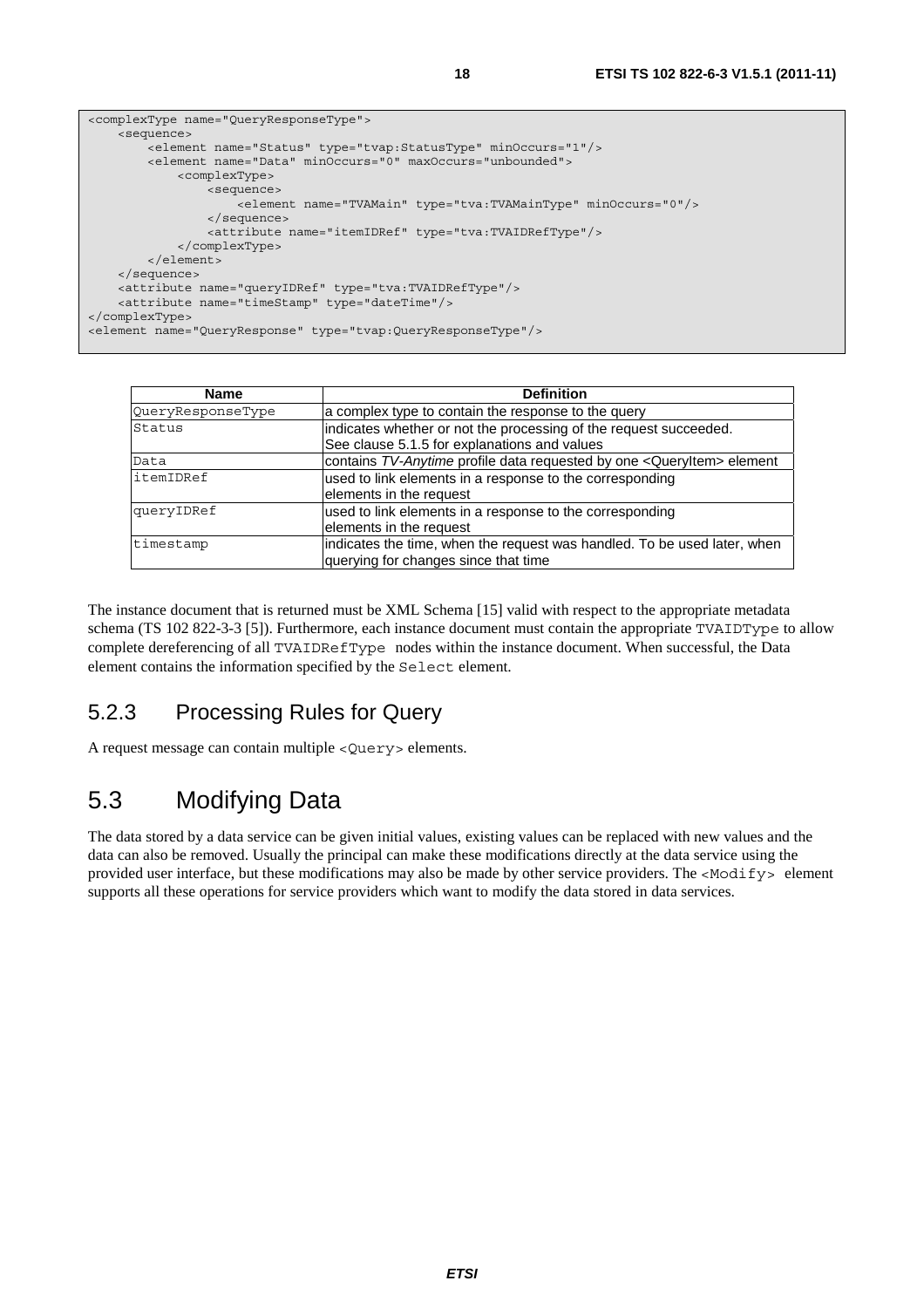```
<complexType name="QueryResponseType">
    <sequence>
        <element name="Status" type="tvap:StatusType" minOccurs="1"/>
        <element name="Data" minOccurs="0" maxOccurs="unbounded">
            <complexType>
                <sequence>
                    <element name="TVAMain" type="tva:TVAMainType" minOccurs="0"/>
                </sequence>
                <attribute name="itemIDRef" type="tva:TVAIDRefType"/>
            </complexType>
        </element>
    </sequence>
    <attribute name="queryIDRef" type="tva:TVAIDRefType"/>
    <attribute name="timeStamp" type="dateTime"/>
</complexType>
<element name="QueryResponse" type="tvap:QueryResponseType"/>
```

| Name | Definition |
|---|---|
| QueryResponseType | a complex type to contain the response to the query |
| Status | indicates whether or not the processing of the request succeeded. See clause 5.1.5 for explanations and values |
| Data | contains *TV-Anytime* profile data requested by one <QueryItem> element |
| itemIDRef | used to link elements in a response to the corresponding elements in the request |
| queryIDRef | used to link elements in a response to the corresponding elements in the request |
| timestamp | indicates the time, when the request was handled. To be used later, when querying for changes since that time |

The instance document that is returned must be XML Schema [15] valid with respect to the appropriate metadata schema (TS 102 822-3-3 [5]). Furthermore, each instance document must contain the appropriate TVAIDType to allow complete dereferencing of all TVAIDRefType nodes within the instance document. When successful, the Data element contains the information specified by the Select element.

### 5.2.3 Processing Rules for Query

A request message can contain multiple <Query> elements.

## 5.3 Modifying Data

The data stored by a data service can be given initial values, existing values can be replaced with new values and the data can also be removed. Usually the principal can make these modifications directly at the data service using the provided user interface, but these modifications may also be made by other service providers. The <Modify> element supports all these operations for service providers which want to modify the data stored in data services.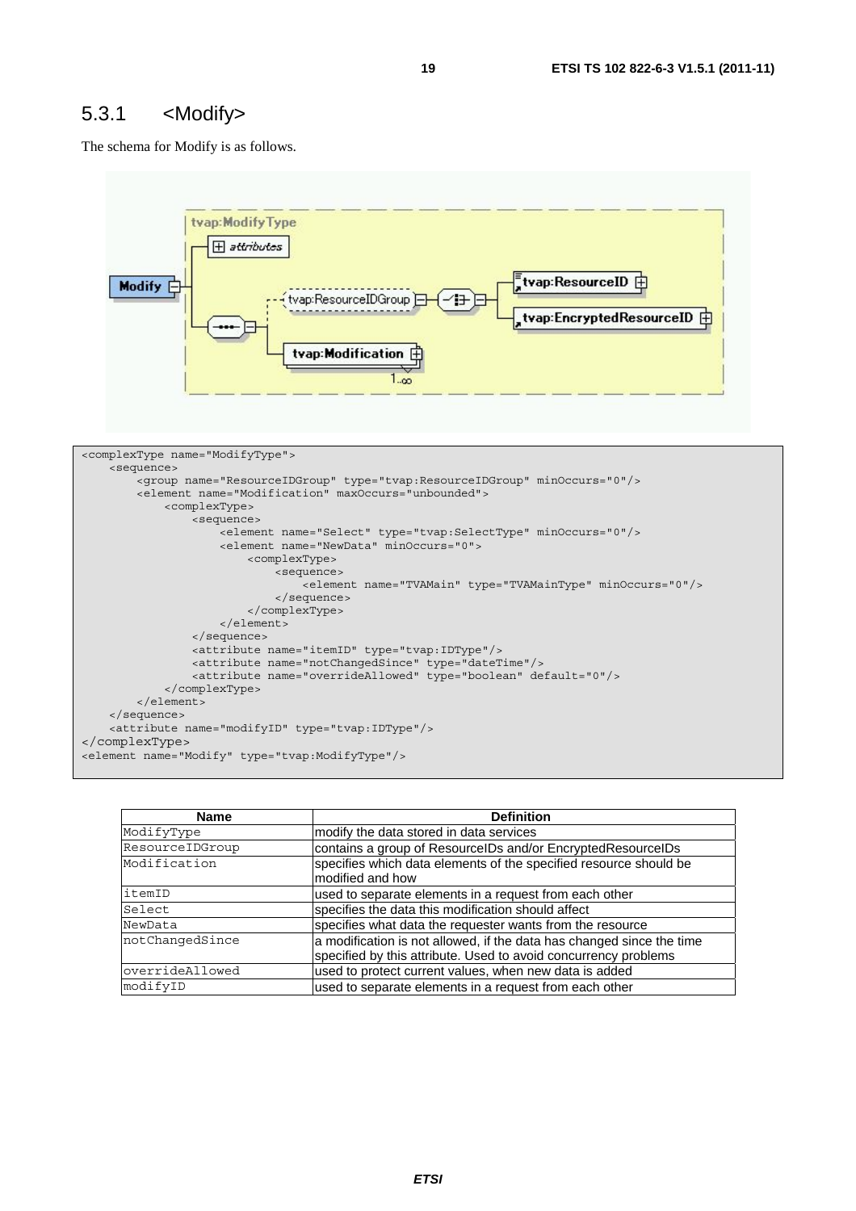### 5.3.1 <Modify>

The schema for Modify is as follows.

```
<complexType name="ModifyType">
    <sequence>
        <group name="ResourceIDGroup" type="tvap:ResourceIDGroup" minOccurs="0"/>
        <element name="Modification" maxOccurs="unbounded">
            <complexType>
                <sequence>
                    <element name="Select" type="tvap:SelectType" minOccurs="0"/>
                    <element name="NewData" minOccurs="0">
                        <complexType>
                            <sequence>
                                <element name="TVAMain" type="TVAMainType" minOccurs="0"/>
                            </sequence>
                        </complexType>
                    </element>
                </sequence>
                <attribute name="itemID" type="tvap:IDType"/>
                <attribute name="notChangedSince" type="dateTime"/>
                <attribute name="overrideAllowed" type="boolean" default="0"/>
            </complexType>
        </element>
    </sequence>
    <attribute name="modifyID" type="tvap:IDType"/>
</complexType>
<element name="Modify" type="tvap:ModifyType"/>
```

| Name | Definition |
|---|---|
| ModifyType | modify the data stored in data services |
| ResourceIDGroup | contains a group of ResourceIDs and/or EncryptedResourceIDs |
| Modification | specifies which data elements of the specified resource should be modified and how |
| itemID | used to separate elements in a request from each other |
| Select | specifies the data this modification should affect |
| NewData | specifies what data the requester wants from the resource |
| notChangedSince | a modification is not allowed, if the data has changed since the time specified by this attribute. Used to avoid concurrency problems |
| overrideAllowed | used to protect current values, when new data is added |
| modifyID | used to separate elements in a request from each other |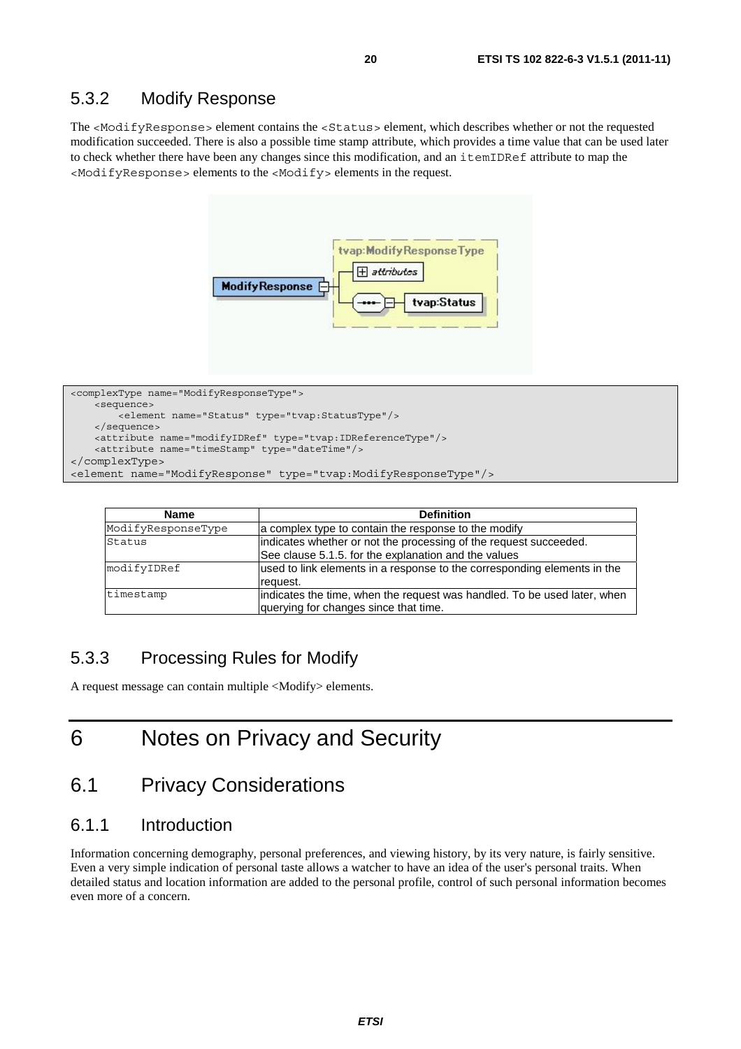### 5.3.2 Modify Response

The <ModifyResponse> element contains the <Status> element, which describes whether or not the requested modification succeeded. There is also a possible time stamp attribute, which provides a time value that can be used later to check whether there have been any changes since this modification, and an itemIDRef attribute to map the <ModifyResponse> elements to the <Modify> elements in the request.

```
<complexType name="ModifyResponseType">
    <sequence>
        <element name="Status" type="tvap:StatusType"/>
    </sequence>
    <attribute name="modifyIDRef" type="tvap:IDReferenceType"/>
    <attribute name="timeStamp" type="dateTime"/>
</complexType>
<element name="ModifyResponse" type="tvap:ModifyResponseType"/>
```

| Name | Definition |
|---|---|
| ModifyResponseType | a complex type to contain the response to the modify |
| Status | indicates whether or not the processing of the request succeeded. See clause 5.1.5. for the explanation and the values |
| modifyIDRef | used to link elements in a response to the corresponding elements in the request. |
| timestamp | indicates the time, when the request was handled. To be used later, when querying for changes since that time. |

### 5.3.3 Processing Rules for Modify

A request message can contain multiple <Modify> elements.

# 6 Notes on Privacy and Security

## 6.1 Privacy Considerations

### 6.1.1 Introduction

Information concerning demography, personal preferences, and viewing history, by its very nature, is fairly sensitive. Even a very simple indication of personal taste allows a watcher to have an idea of the user's personal traits. When detailed status and location information are added to the personal profile, control of such personal information becomes even more of a concern.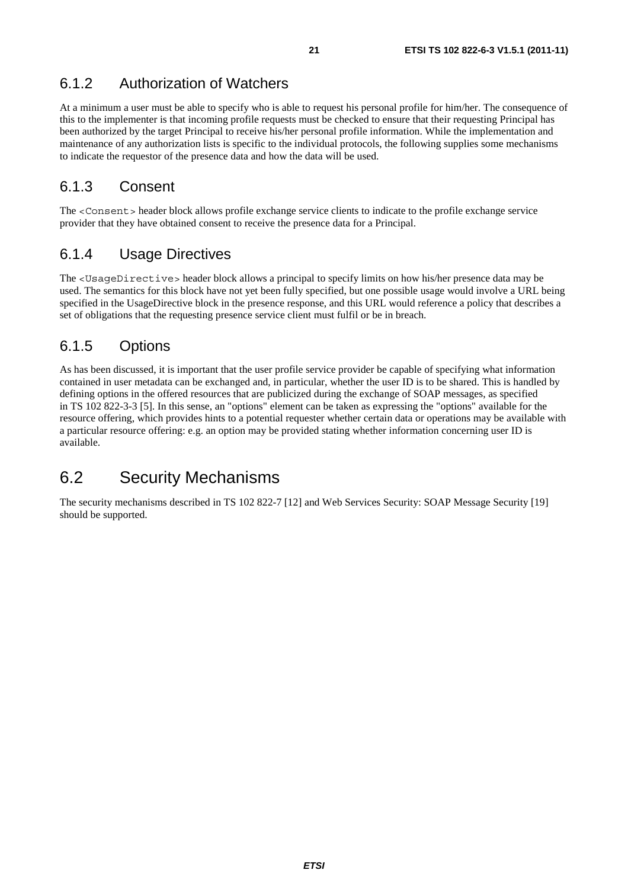### 6.1.2 Authorization of Watchers

At a minimum a user must be able to specify who is able to request his personal profile for him/her. The consequence of this to the implementer is that incoming profile requests must be checked to ensure that their requesting Principal has been authorized by the target Principal to receive his/her personal profile information. While the implementation and maintenance of any authorization lists is specific to the individual protocols, the following supplies some mechanisms to indicate the requestor of the presence data and how the data will be used.

### 6.1.3 Consent

The `<Consent>` header block allows profile exchange service clients to indicate to the profile exchange service provider that they have obtained consent to receive the presence data for a Principal.

### 6.1.4 Usage Directives

The `<UsageDirective>` header block allows a principal to specify limits on how his/her presence data may be used. The semantics for this block have not yet been fully specified, but one possible usage would involve a URL being specified in the UsageDirective block in the presence response, and this URL would reference a policy that describes a set of obligations that the requesting presence service client must fulfil or be in breach.

### 6.1.5 Options

As has been discussed, it is important that the user profile service provider be capable of specifying what information contained in user metadata can be exchanged and, in particular, whether the user ID is to be shared. This is handled by defining options in the offered resources that are publicized during the exchange of SOAP messages, as specified in TS 102 822-3-3 [5]. In this sense, an "options" element can be taken as expressing the "options" available for the resource offering, which provides hints to a potential requester whether certain data or operations may be available with a particular resource offering: e.g. an option may be provided stating whether information concerning user ID is available.

## 6.2 Security Mechanisms

The security mechanisms described in TS 102 822-7 [12] and Web Services Security: SOAP Message Security [19] should be supported.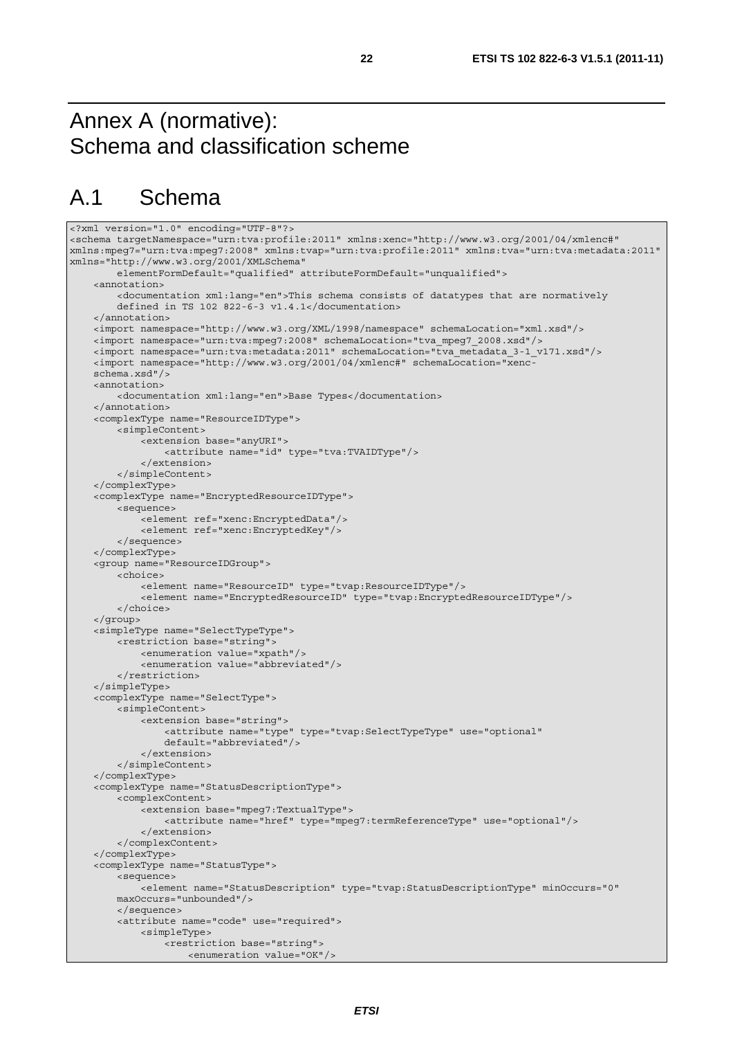# Annex A (normative): Schema and classification scheme

## A.1 Schema

```
<?xml version="1.0" encoding="UTF-8"?>
<schema targetNamespace="urn:tva:profile:2011" xmlns:xenc="http://www.w3.org/2001/04/xmlenc#"
xmlns:mpeg7="urn:tva:mpeg7:2008" xmlns:tvap="urn:tva:profile:2011" xmlns:tva="urn:tva:metadata:2011"
xmlns="http://www.w3.org/2001/XMLSchema"
        elementFormDefault="qualified" attributeFormDefault="unqualified">
    <annotation>
        <documentation xml:lang="en">This schema consists of datatypes that are normatively
        defined in TS 102 822-6-3 v1.4.1</documentation>
    </annotation>
    <import namespace="http://www.w3.org/XML/1998/namespace" schemaLocation="xml.xsd"/>
    <import namespace="urn:tva:mpeg7:2008" schemaLocation="tva_mpeg7_2008.xsd"/>
    <import namespace="urn:tva:metadata:2011" schemaLocation="tva_metadata_3-1_v171.xsd"/>
    <import namespace="http://www.w3.org/2001/04/xmlenc#" schemaLocation="xenc-
    schema.xsd"/>
    <annotation>
        <documentation xml:lang="en">Base Types</documentation>
    </annotation>
    <complexType name="ResourceIDType">
        <simpleContent>
            <extension base="anyURI">
                <attribute name="id" type="tva:TVAIDType"/>
            </extension>
        </simpleContent>
    </complexType>
    <complexType name="EncryptedResourceIDType">
        <sequence>
            <element ref="xenc:EncryptedData"/>
            <element ref="xenc:EncryptedKey"/>
        </sequence>
    </complexType>
    <group name="ResourceIDGroup">
        <choice>
            <element name="ResourceID" type="tvap:ResourceIDType"/>
            <element name="EncryptedResourceID" type="tvap:EncryptedResourceIDType"/>
        </choice>
    </group>
    <simpleType name="SelectTypeType">
        <restriction base="string">
            <enumeration value="xpath"/>
            <enumeration value="abbreviated"/>
        </restriction>
    </simpleType>
    <complexType name="SelectType">
        <simpleContent>
            <extension base="string">
                <attribute name="type" type="tvap:SelectTypeType" use="optional"
                default="abbreviated"/>
            </extension>
        </simpleContent>
    </complexType>
    <complexType name="StatusDescriptionType">
        <complexContent>
            <extension base="mpeg7:TextualType">
                <attribute name="href" type="mpeg7:termReferenceType" use="optional"/>
            </extension>
        </complexContent>
    </complexType>
    <complexType name="StatusType">
        <sequence>
            <element name="StatusDescription" type="tvap:StatusDescriptionType" minOccurs="0"
        maxOccurs="unbounded"/>
        </sequence>
        <attribute name="code" use="required">
            <simpleType>
                <restriction base="string">
                    <enumeration value="OK"/>
```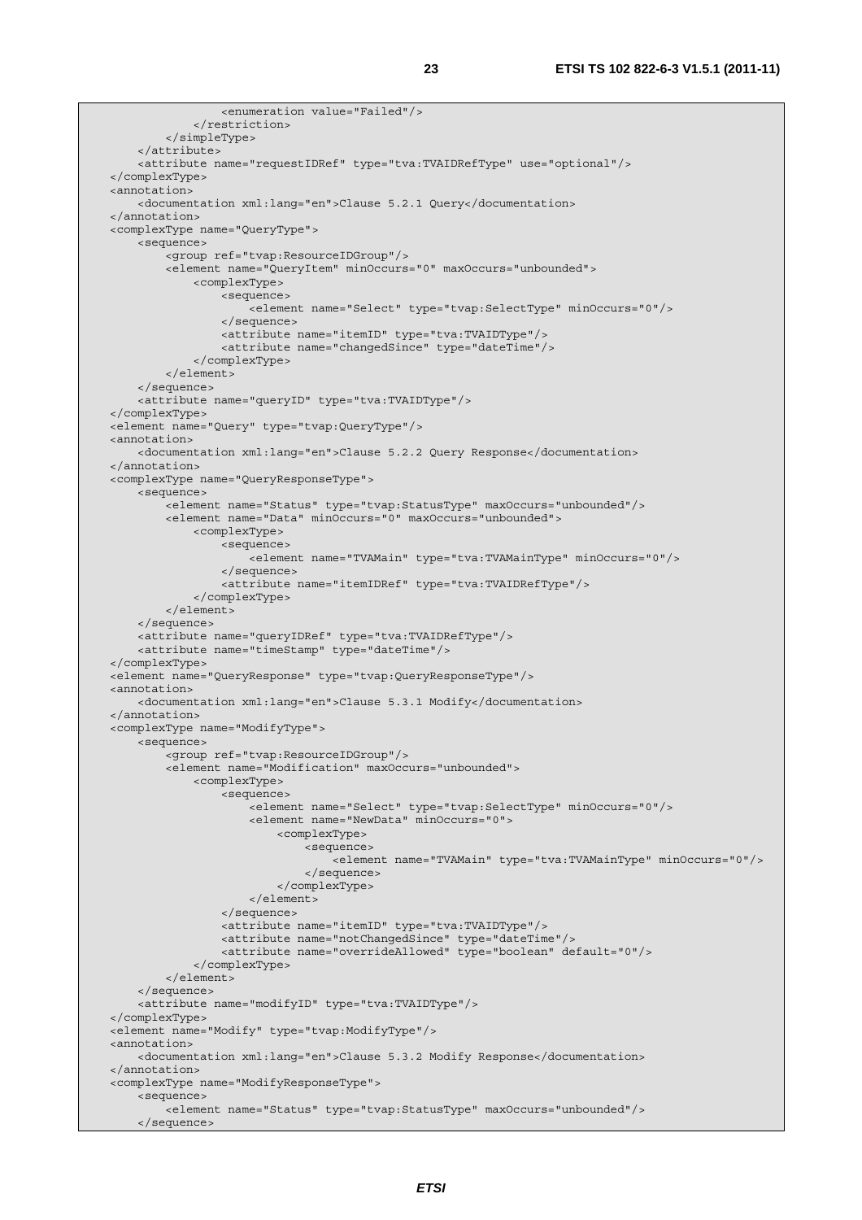```
                <enumeration value="Failed"/>
            </restriction>
        </simpleType>
    </attribute>
    <attribute name="requestIDRef" type="tva:TVAIDRefType" use="optional"/>
</complexType>
<annotation>
    <documentation xml:lang="en">Clause 5.2.1 Query</documentation>
</annotation>
<complexType name="QueryType">
    <sequence>
        <group ref="tvap:ResourceIDGroup"/>
        <element name="QueryItem" minOccurs="0" maxOccurs="unbounded">
            <complexType>
                <sequence>
                    <element name="Select" type="tvap:SelectType" minOccurs="0"/>
                </sequence>
                <attribute name="itemID" type="tva:TVAIDType"/>
                <attribute name="changedSince" type="dateTime"/>
            </complexType>
        </element>
    </sequence>
    <attribute name="queryID" type="tva:TVAIDType"/>
</complexType>
<element name="Query" type="tvap:QueryType"/>
<annotation>
    <documentation xml:lang="en">Clause 5.2.2 Query Response</documentation>
</annotation>
<complexType name="QueryResponseType">
    <sequence>
        <element name="Status" type="tvap:StatusType" maxOccurs="unbounded"/>
        <element name="Data" minOccurs="0" maxOccurs="unbounded">
            <complexType>
                <sequence>
                    <element name="TVAMain" type="tva:TVAMainType" minOccurs="0"/>
                </sequence>
                <attribute name="itemIDRef" type="tva:TVAIDRefType"/>
            </complexType>
        </element>
    </sequence>
    <attribute name="queryIDRef" type="tva:TVAIDRefType"/>
    <attribute name="timeStamp" type="dateTime"/>
</complexType>
<element name="QueryResponse" type="tvap:QueryResponseType"/>
<annotation>
    <documentation xml:lang="en">Clause 5.3.1 Modify</documentation>
</annotation>
<complexType name="ModifyType">
    <sequence>
        <group ref="tvap:ResourceIDGroup"/>
        <element name="Modification" maxOccurs="unbounded">
            <complexType>
                <sequence>
                    <element name="Select" type="tvap:SelectType" minOccurs="0"/>
                    <element name="NewData" minOccurs="0">
                        <complexType>
                            <sequence>
                                <element name="TVAMain" type="tva:TVAMainType" minOccurs="0"/>
                            </sequence>
                        </complexType>
                    </element>
                </sequence>
                <attribute name="itemID" type="tva:TVAIDType"/>
                <attribute name="notChangedSince" type="dateTime"/>
                <attribute name="overrideAllowed" type="boolean" default="0"/>
            </complexType>
        </element>
    </sequence>
    <attribute name="modifyID" type="tva:TVAIDType"/>
</complexType>
<element name="Modify" type="tvap:ModifyType"/>
<annotation>
    <documentation xml:lang="en">Clause 5.3.2 Modify Response</documentation>
</annotation>
<complexType name="ModifyResponseType">
    <sequence>
        <element name="Status" type="tvap:StatusType" maxOccurs="unbounded"/>
    </sequence>
```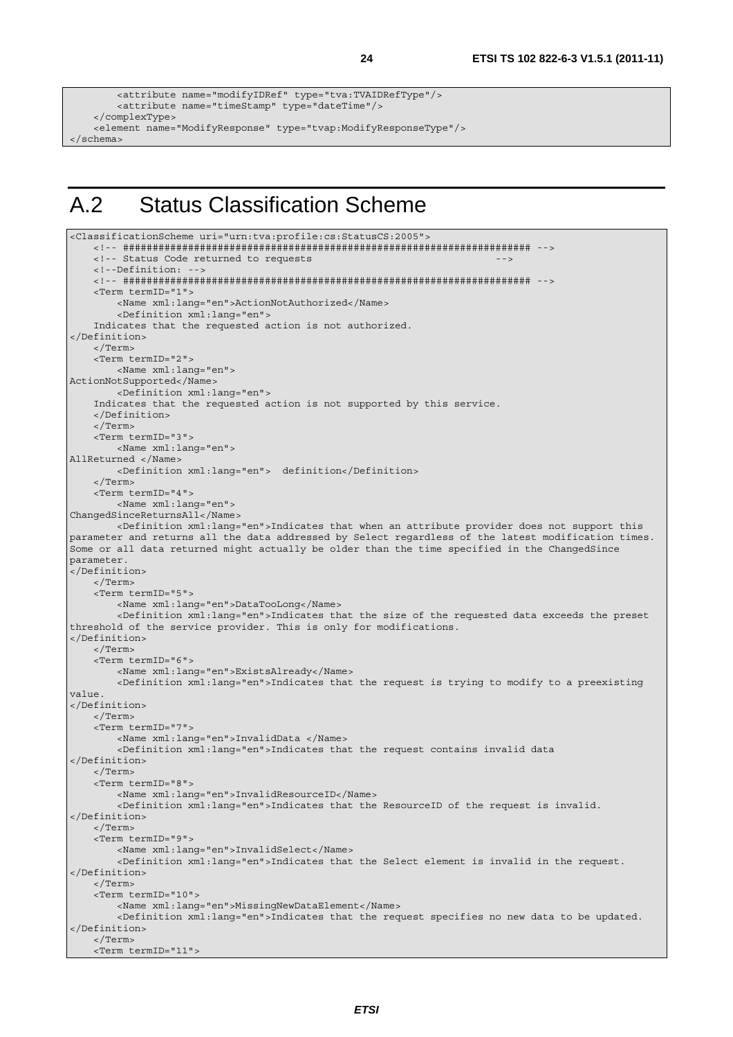```
        <attribute name="modifyIDRef" type="tva:TVAIDRefType"/>
        <attribute name="timeStamp" type="dateTime"/>
    </complexType>
    <element name="ModifyResponse" type="tvap:ModifyResponseType"/>
</schema>
```

# A.2 Status Classification Scheme

```
<ClassificationScheme uri="urn:tva:profile:cs:StatusCS:2005">
    <!-- ##################################################################### -->
    <!-- Status Code returned to requests                                      -->
    <!--Definition: -->
    <!-- ##################################################################### -->
    <Term termID="1">
        <Name xml:lang="en">ActionNotAuthorized</Name>
        <Definition xml:lang="en">
    Indicates that the requested action is not authorized.
</Definition>
    </Term>
    <Term termID="2">
        <Name xml:lang="en">
ActionNotSupported</Name>
        <Definition xml:lang="en">
    Indicates that the requested action is not supported by this service.
    </Definition>
    </Term>
    <Term termID="3">
        <Name xml:lang="en">
AllReturned </Name>
        <Definition xml:lang="en">  definition</Definition>
    </Term>
    <Term termID="4">
        <Name xml:lang="en">
ChangedSinceReturnsAll</Name>
        <Definition xml:lang="en">Indicates that when an attribute provider does not support this
parameter and returns all the data addressed by Select regardless of the latest modification times.
Some or all data returned might actually be older than the time specified in the ChangedSince
parameter.
</Definition>
    </Term>
    <Term termID="5">
        <Name xml:lang="en">DataTooLong</Name>
        <Definition xml:lang="en">Indicates that the size of the requested data exceeds the preset
threshold of the service provider. This is only for modifications.
</Definition>
    </Term>
    <Term termID="6">
        <Name xml:lang="en">ExistsAlready</Name>
        <Definition xml:lang="en">Indicates that the request is trying to modify to a preexisting
value.
</Definition>
    </Term>
    <Term termID="7">
        <Name xml:lang="en">InvalidData </Name>
        <Definition xml:lang="en">Indicates that the request contains invalid data
</Definition>
    </Term>
    <Term termID="8">
        <Name xml:lang="en">InvalidResourceID</Name>
        <Definition xml:lang="en">Indicates that the ResourceID of the request is invalid.
</Definition>
    </Term>
    <Term termID="9">
        <Name xml:lang="en">InvalidSelect</Name>
        <Definition xml:lang="en">Indicates that the Select element is invalid in the request.
</Definition>
    </Term>
    <Term termID="10">
        <Name xml:lang="en">MissingNewDataElement</Name>
        <Definition xml:lang="en">Indicates that the request specifies no new data to be updated.
</Definition>
    </Term>
    <Term termID="11">
```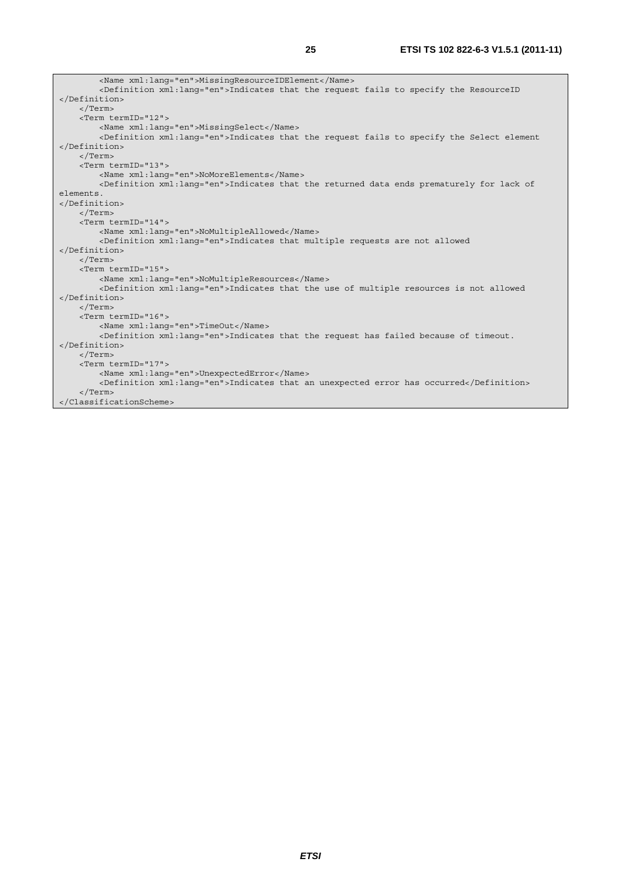```
        <Name xml:lang="en">MissingResourceIDElement</Name>
        <Definition xml:lang="en">Indicates that the request fails to specify the ResourceID
</Definition>
    </Term>
    <Term termID="12">
        <Name xml:lang="en">MissingSelect</Name>
        <Definition xml:lang="en">Indicates that the request fails to specify the Select element
</Definition>
    </Term>
    <Term termID="13">
        <Name xml:lang="en">NoMoreElements</Name>
        <Definition xml:lang="en">Indicates that the returned data ends prematurely for lack of
elements.
</Definition>
    </Term>
    <Term termID="14">
        <Name xml:lang="en">NoMultipleAllowed</Name>
        <Definition xml:lang="en">Indicates that multiple requests are not allowed
</Definition>
    </Term>
    <Term termID="15">
        <Name xml:lang="en">NoMultipleResources</Name>
        <Definition xml:lang="en">Indicates that the use of multiple resources is not allowed
</Definition>
    </Term>
    <Term termID="16">
        <Name xml:lang="en">TimeOut</Name>
        <Definition xml:lang="en">Indicates that the request has failed because of timeout.
</Definition>
    </Term>
    <Term termID="17">
        <Name xml:lang="en">UnexpectedError</Name>
        <Definition xml:lang="en">Indicates that an unexpected error has occurred</Definition>
    </Term>
</ClassificationScheme>
```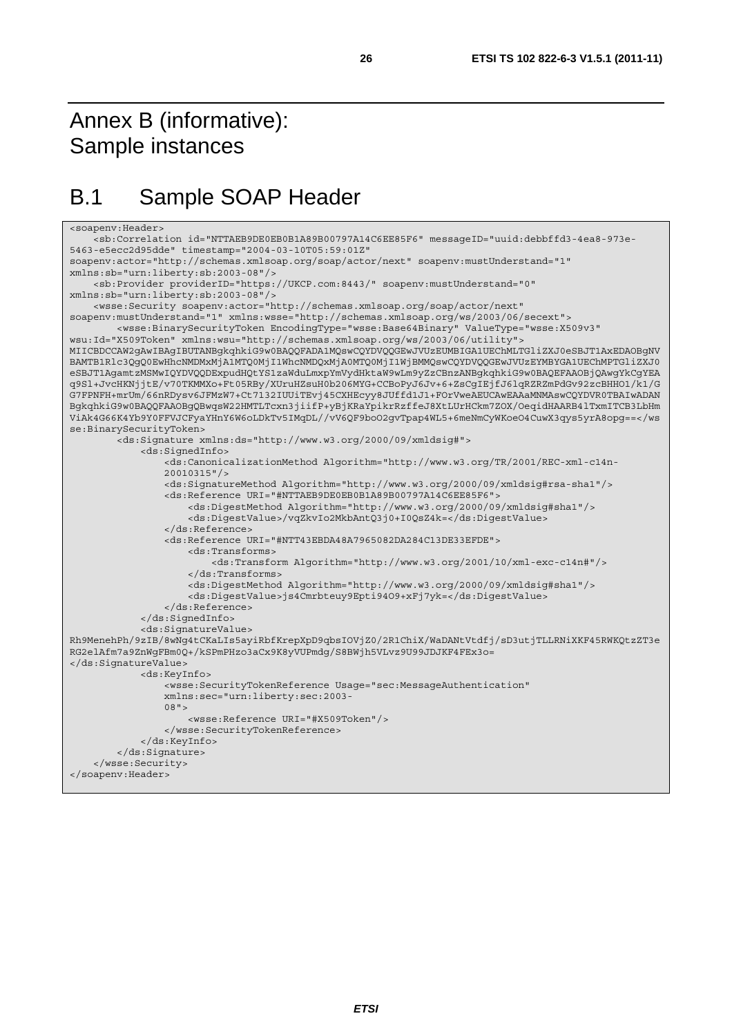# Annex B (informative): Sample instances

## B.1 Sample SOAP Header

```
<soapenv:Header>
    <sb:Correlation id="NTTAEB9DE0EB0B1A89B00797A14C6EE85F6" messageID="uuid:debbffd3-4ea8-973e-
5463-e5ecc2d95dde" timestamp="2004-03-10T05:59:01Z"
soapenv:actor="http://schemas.xmlsoap.org/soap/actor/next" soapenv:mustUnderstand="1"
xmlns:sb="urn:liberty:sb:2003-08"/>
    <sb:Provider providerID="https://UKCP.com:8443/" soapenv:mustUnderstand="0"
xmlns:sb="urn:liberty:sb:2003-08"/>
    <wsse:Security soapenv:actor="http://schemas.xmlsoap.org/soap/actor/next"
soapenv:mustUnderstand="1" xmlns:wsse="http://schemas.xmlsoap.org/ws/2003/06/secext">
        <wsse:BinarySecurityToken EncodingType="wsse:Base64Binary" ValueType="wsse:X509v3"
wsu:Id="X509Token" xmlns:wsu="http://schemas.xmlsoap.org/ws/2003/06/utility">
MIICBDCCAW2gAwIBAgIBUTANBgkqhkiG9w0BAQQFADA1MQswCQYDVQQGEwJVUzEUMBIGA1UEChMLTGliZXJ0eSBJT1AxEDAOBgNV
BAMTB1Rlc3QgQ0EwHhcNMDMxMjA1MTQ0MjI1WhcNMDQxMjA0MTQ0MjI1WjBMMQswCQYDVQQGEwJVUzEYMBYGA1UEChMPTGliZXJ0
eSBJT1AgamtzMSMwIQYDVQQDExpudHQtYS1zaWduLmxpYmVydHktaW9wLm9yZzCBnzANBgkqhkiG9w0BAQEFAAOBjQAwgYkCgYEA
q9Sl+JvcHKNjjtE/v70TKMMXo+Ft05RBy/XUruHZsuH0b206MYG+CCBoPyJ6Jv+6+ZsCgIEjfJ6lqRZRZmPdGv92zcBHHO1/k1/G
G7FPNFH+mrUm/66nRDysv6JFMzW7+Ct7132IUUiTEvj45CXHEcyy8JUffd1J1+FOrVweAEUCAwEAAaMNMAswCQYDVR0TBAIwADAN
BgkqhkiG9w0BAQQFAAOBgQBwqsW22HMTLTcxn3jiifP+yBjKRaYpikrRzffeJ8XtLUrHCkm7ZOX/OeqidHAARB4lTxmITCB3LbHm
ViAk4G66K4Yb9Y0FFVJCFyaYHnY6W6oLDkTv5IMqDL//vV6QF9boO2gvTpap4WL5+6meNmCyWKoeO4CuwX3qys5yrA8opg==</ws
se:BinarySecurityToken>
        <ds:Signature xmlns:ds="http://www.w3.org/2000/09/xmldsig#">
            <ds:SignedInfo>
                <ds:CanonicalizationMethod Algorithm="http://www.w3.org/TR/2001/REC-xml-c14n-
                20010315"/>
                <ds:SignatureMethod Algorithm="http://www.w3.org/2000/09/xmldsig#rsa-sha1"/>
                <ds:Reference URI="#NTTAEB9DE0EB0B1A89B00797A14C6EE85F6">
                    <ds:DigestMethod Algorithm="http://www.w3.org/2000/09/xmldsig#sha1"/>
                    <ds:DigestValue>/vqZkvIo2MkbAntQ3j0+I0QsZ4k=</ds:DigestValue>
                </ds:Reference>
                <ds:Reference URI="#NTT43EBDA48A7965082DA284C13DE33EFDE">
                    <ds:Transforms>
                        <ds:Transform Algorithm="http://www.w3.org/2001/10/xml-exc-c14n#"/>
                    </ds:Transforms>
                    <ds:DigestMethod Algorithm="http://www.w3.org/2000/09/xmldsig#sha1"/>
                    <ds:DigestValue>js4Cmrbteuy9Epti94O9+xFj7yk=</ds:DigestValue>
                </ds:Reference>
            </ds:SignedInfo>
            <ds:SignatureValue>
Rh9MenehPh/9zIB/8wNg4tCKaLIs5ayiRbfKrepXpD9qbsIOVjZ0/2R1ChiX/WaDANtVtdfj/sD3utjTLLRNiXKF45RWKQtzZT3e
RG2elAfm7a9ZnWgFBm0Q+/kSPmPHzo3aCx9K8yVUPmdg/S8BWjh5VLvz9U99JDJKF4FEx3o=
</ds:SignatureValue>
            <ds:KeyInfo>
                <wsse:SecurityTokenReference Usage="sec:MessageAuthentication"
                xmlns:sec="urn:liberty:sec:2003-
                08">
                    <wsse:Reference URI="#X509Token"/>
                </wsse:SecurityTokenReference>
            </ds:KeyInfo>
        </ds:Signature>
    </wsse:Security>
</soapenv:Header>
```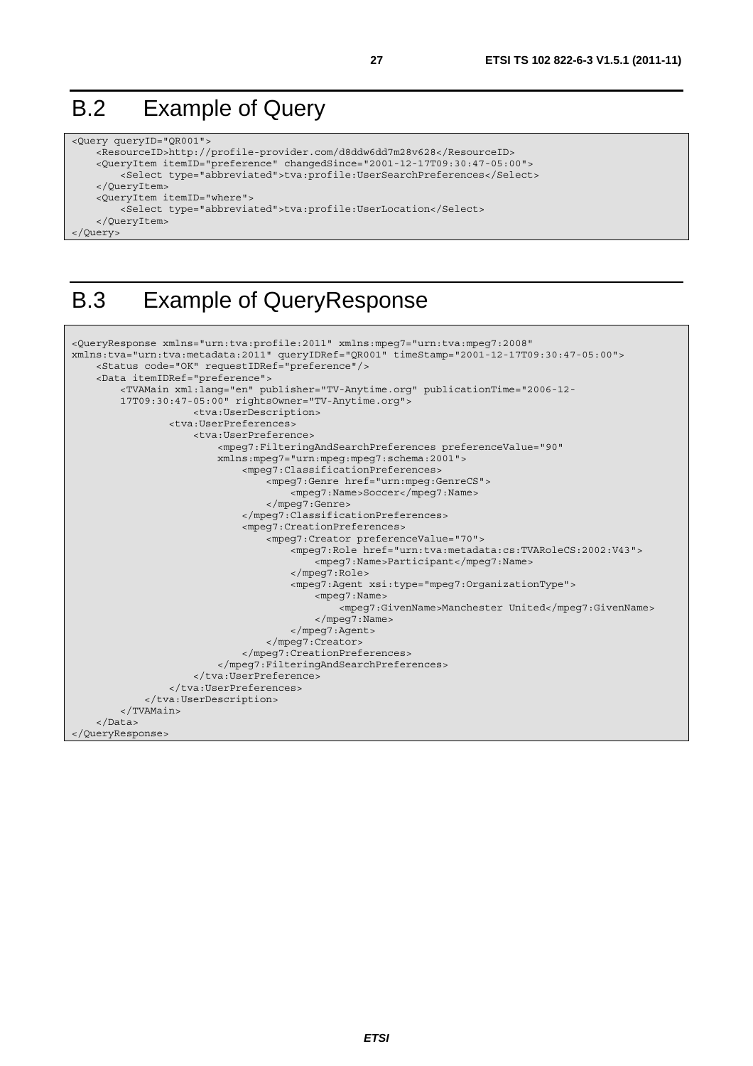## B.2 Example of Query

```
<Query queryID="QR001">
    <ResourceID>http://profile-provider.com/d8ddw6dd7m28v628</ResourceID>
    <QueryItem itemID="preference" changedSince="2001-12-17T09:30:47-05:00">
        <Select type="abbreviated">tva:profile:UserSearchPreferences</Select>
    </QueryItem>
    <QueryItem itemID="where">
        <Select type="abbreviated">tva:profile:UserLocation</Select>
    </QueryItem>
</Query>
```

## B.3 Example of QueryResponse

```
<QueryResponse xmlns="urn:tva:profile:2011" xmlns:mpeg7="urn:tva:mpeg7:2008"
xmlns:tva="urn:tva:metadata:2011" queryIDRef="QR001" timeStamp="2001-12-17T09:30:47-05:00">
    <Status code="OK" requestIDRef="preference"/>
    <Data itemIDRef="preference">
        <TVAMain xml:lang="en" publisher="TV-Anytime.org" publicationTime="2006-12-
        17T09:30:47-05:00" rightsOwner="TV-Anytime.org">
                    <tva:UserDescription>
                <tva:UserPreferences>
                    <tva:UserPreference>
                        <mpeg7:FilteringAndSearchPreferences preferenceValue="90"
                        xmlns:mpeg7="urn:mpeg:mpeg7:schema:2001">
                            <mpeg7:ClassificationPreferences>
                                <mpeg7:Genre href="urn:mpeg:GenreCS">
                                    <mpeg7:Name>Soccer</mpeg7:Name>
                                </mpeg7:Genre>
                            </mpeg7:ClassificationPreferences>
                            <mpeg7:CreationPreferences>
                                <mpeg7:Creator preferenceValue="70">
                                    <mpeg7:Role href="urn:tva:metadata:cs:TVARoleCS:2002:V43">
                                        <mpeg7:Name>Participant</mpeg7:Name>
                                    </mpeg7:Role>
                                    <mpeg7:Agent xsi:type="mpeg7:OrganizationType">
                                        <mpeg7:Name>
                                            <mpeg7:GivenName>Manchester United</mpeg7:GivenName>
                                        </mpeg7:Name>
                                    </mpeg7:Agent>
                                </mpeg7:Creator>
                            </mpeg7:CreationPreferences>
                        </mpeg7:FilteringAndSearchPreferences>
                    </tva:UserPreference>
                </tva:UserPreferences>
            </tva:UserDescription>
        </TVAMain>
    </Data>
</QueryResponse>
```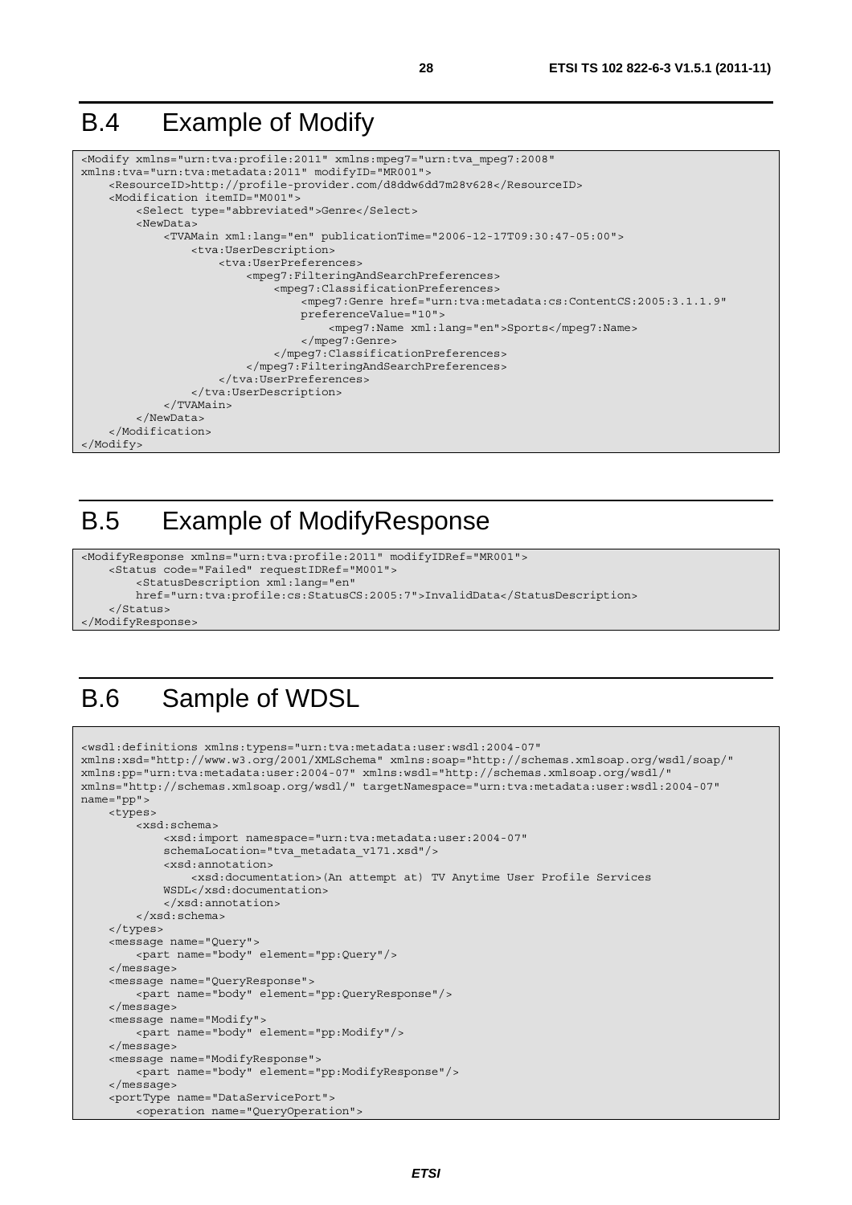# B.4 Example of Modify

```
<Modify xmlns="urn:tva:profile:2011" xmlns:mpeg7="urn:tva_mpeg7:2008"
xmlns:tva="urn:tva:metadata:2011" modifyID="MR001">
    <ResourceID>http://profile-provider.com/d8ddw6dd7m28v628</ResourceID>
    <Modification itemID="M001">
        <Select type="abbreviated">Genre</Select>
        <NewData>
            <TVAMain xml:lang="en" publicationTime="2006-12-17T09:30:47-05:00">
                <tva:UserDescription>
                    <tva:UserPreferences>
                        <mpeg7:FilteringAndSearchPreferences>
                            <mpeg7:ClassificationPreferences>
                                <mpeg7:Genre href="urn:tva:metadata:cs:ContentCS:2005:3.1.1.9"
                                preferenceValue="10">
                                    <mpeg7:Name xml:lang="en">Sports</mpeg7:Name>
                                </mpeg7:Genre>
                            </mpeg7:ClassificationPreferences>
                        </mpeg7:FilteringAndSearchPreferences>
                    </tva:UserPreferences>
                </tva:UserDescription>
            </TVAMain>
        </NewData>
    </Modification>
</Modify>
```

# B.5 Example of ModifyResponse

```
<ModifyResponse xmlns="urn:tva:profile:2011" modifyIDRef="MR001">
    <Status code="Failed" requestIDRef="M001">
        <StatusDescription xml:lang="en"
        href="urn:tva:profile:cs:StatusCS:2005:7">InvalidData</StatusDescription>
    </Status>
</ModifyResponse>
```

# B.6 Sample of WDSL

```
<wsdl:definitions xmlns:typens="urn:tva:metadata:user:wsdl:2004-07"
xmlns:xsd="http://www.w3.org/2001/XMLSchema" xmlns:soap="http://schemas.xmlsoap.org/wsdl/soap/"
xmlns:pp="urn:tva:metadata:user:2004-07" xmlns:wsdl="http://schemas.xmlsoap.org/wsdl/"
xmlns="http://schemas.xmlsoap.org/wsdl/" targetNamespace="urn:tva:metadata:user:wsdl:2004-07"
name="pp">
    <types>
        <xsd:schema>
            <xsd:import namespace="urn:tva:metadata:user:2004-07"
            schemaLocation="tva_metadata_v171.xsd"/>
            <xsd:annotation>
                <xsd:documentation>(An attempt at) TV Anytime User Profile Services
            WSDL</xsd:documentation>
            </xsd:annotation>
        </xsd:schema>
    </types>
    <message name="Query">
        <part name="body" element="pp:Query"/>
    </message>
    <message name="QueryResponse">
        <part name="body" element="pp:QueryResponse"/>
    </message>
    <message name="Modify">
        <part name="body" element="pp:Modify"/>
    </message>
    <message name="ModifyResponse">
        <part name="body" element="pp:ModifyResponse"/>
    </message>
    <portType name="DataServicePort">
        <operation name="QueryOperation">
```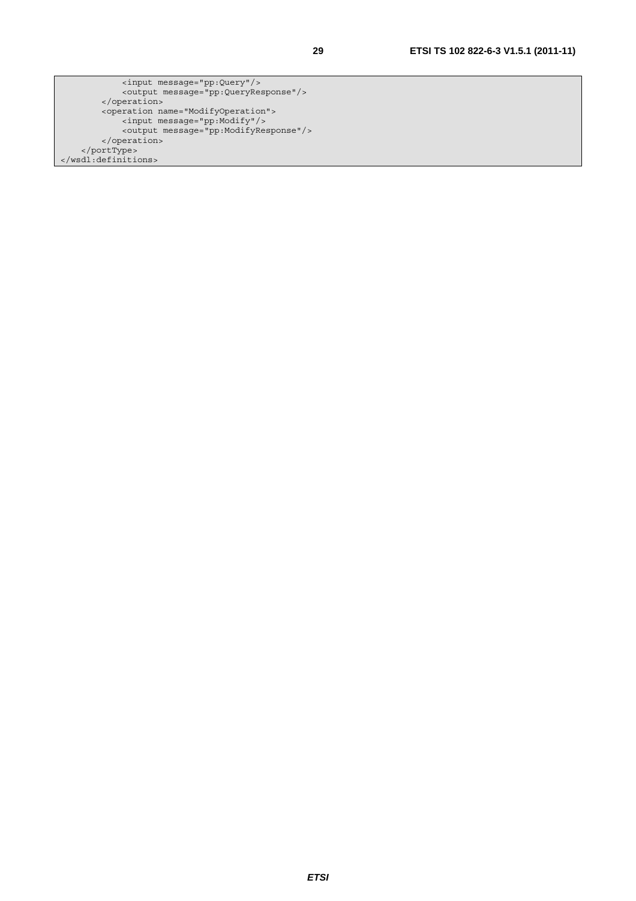```
            <input message="pp:Query"/>
            <output message="pp:QueryResponse"/>
        </operation>
        <operation name="ModifyOperation">
            <input message="pp:Modify"/>
            <output message="pp:ModifyResponse"/>
        </operation>
    </portType>
</wsdl:definitions>
```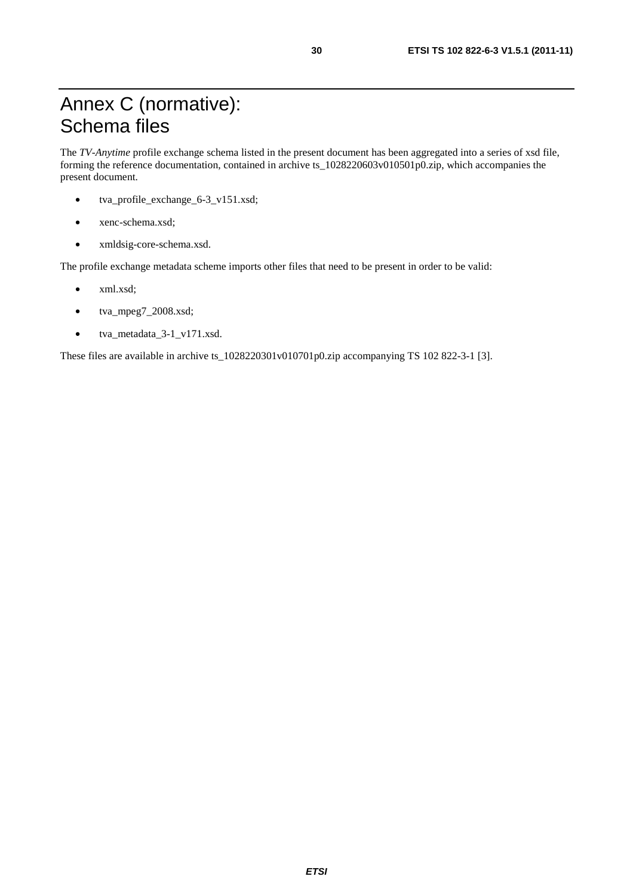# Annex C (normative): Schema files

The *TV-Anytime* profile exchange schema listed in the present document has been aggregated into a series of xsd file, forming the reference documentation, contained in archive ts_1028220603v010501p0.zip, which accompanies the present document.

- tva_profile_exchange_6-3_v151.xsd;
- xenc-schema.xsd;
- xmldsig-core-schema.xsd.

The profile exchange metadata scheme imports other files that need to be present in order to be valid:

- xml.xsd;
- tva_mpeg7_2008.xsd;
- tva_metadata_3-1_v171.xsd.

These files are available in archive ts_1028220301v010701p0.zip accompanying TS 102 822-3-1 [3].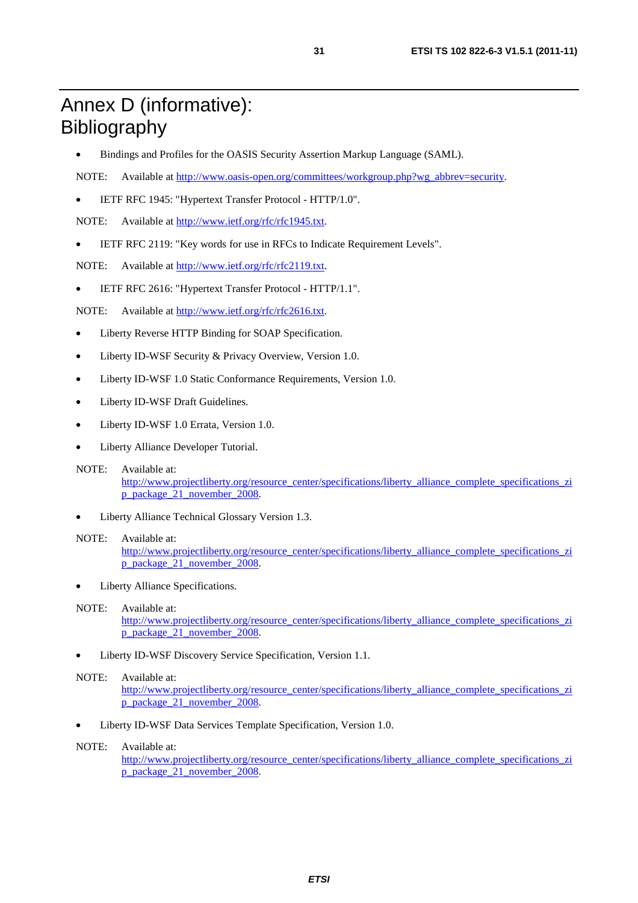# Annex D (informative): Bibliography

- Bindings and Profiles for the OASIS Security Assertion Markup Language (SAML).

NOTE: Available at http://www.oasis-open.org/committees/workgroup.php?wg_abbrev=security.

- IETF RFC 1945: "Hypertext Transfer Protocol - HTTP/1.0".

NOTE: Available at http://www.ietf.org/rfc/rfc1945.txt.

- IETF RFC 2119: "Key words for use in RFCs to Indicate Requirement Levels".

NOTE: Available at http://www.ietf.org/rfc/rfc2119.txt.

- IETF RFC 2616: "Hypertext Transfer Protocol - HTTP/1.1".

NOTE: Available at http://www.ietf.org/rfc/rfc2616.txt.

- Liberty Reverse HTTP Binding for SOAP Specification.
- Liberty ID-WSF Security & Privacy Overview, Version 1.0.
- Liberty ID-WSF 1.0 Static Conformance Requirements, Version 1.0.
- Liberty ID-WSF Draft Guidelines.
- Liberty ID-WSF 1.0 Errata, Version 1.0.
- Liberty Alliance Developer Tutorial.

NOTE: Available at: http://www.projectliberty.org/resource_center/specifications/liberty_alliance_complete_specifications_zip_package_21_november_2008.

- Liberty Alliance Technical Glossary Version 1.3.

NOTE: Available at: http://www.projectliberty.org/resource_center/specifications/liberty_alliance_complete_specifications_zip_package_21_november_2008.

- Liberty Alliance Specifications.

NOTE: Available at: http://www.projectliberty.org/resource_center/specifications/liberty_alliance_complete_specifications_zip_package_21_november_2008.

- Liberty ID-WSF Discovery Service Specification, Version 1.1.

NOTE: Available at: http://www.projectliberty.org/resource_center/specifications/liberty_alliance_complete_specifications_zip_package_21_november_2008.

- Liberty ID-WSF Data Services Template Specification, Version 1.0.

NOTE: Available at: http://www.projectliberty.org/resource_center/specifications/liberty_alliance_complete_specifications_zip_package_21_november_2008.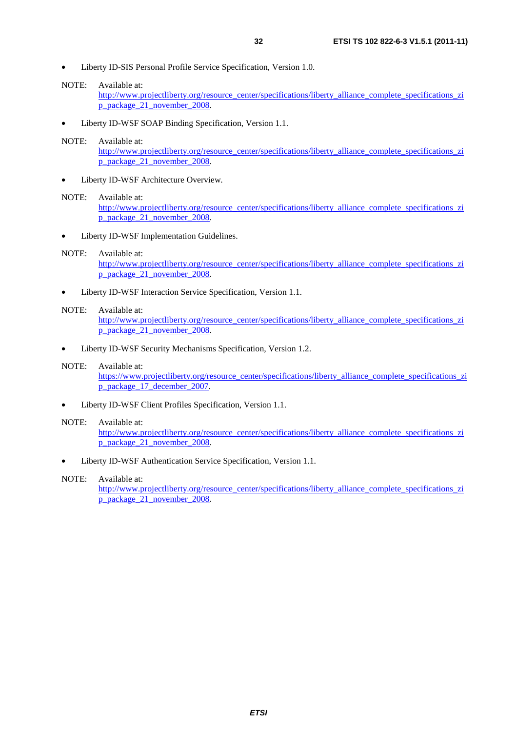- Liberty ID-SIS Personal Profile Service Specification, Version 1.0.

NOTE: Available at: http://www.projectliberty.org/resource_center/specifications/liberty_alliance_complete_specifications_zip_package_21_november_2008.

- Liberty ID-WSF SOAP Binding Specification, Version 1.1.

NOTE: Available at: http://www.projectliberty.org/resource_center/specifications/liberty_alliance_complete_specifications_zip_package_21_november_2008.

- Liberty ID-WSF Architecture Overview.

NOTE: Available at: http://www.projectliberty.org/resource_center/specifications/liberty_alliance_complete_specifications_zip_package_21_november_2008.

- Liberty ID-WSF Implementation Guidelines.

NOTE: Available at: http://www.projectliberty.org/resource_center/specifications/liberty_alliance_complete_specifications_zip_package_21_november_2008.

- Liberty ID-WSF Interaction Service Specification, Version 1.1.

NOTE: Available at: http://www.projectliberty.org/resource_center/specifications/liberty_alliance_complete_specifications_zip_package_21_november_2008.

- Liberty ID-WSF Security Mechanisms Specification, Version 1.2.

NOTE: Available at: https://www.projectliberty.org/resource_center/specifications/liberty_alliance_complete_specifications_zip_package_17_december_2007.

- Liberty ID-WSF Client Profiles Specification, Version 1.1.

NOTE: Available at: http://www.projectliberty.org/resource_center/specifications/liberty_alliance_complete_specifications_zip_package_21_november_2008.

- Liberty ID-WSF Authentication Service Specification, Version 1.1.

NOTE: Available at: http://www.projectliberty.org/resource_center/specifications/liberty_alliance_complete_specifications_zip_package_21_november_2008.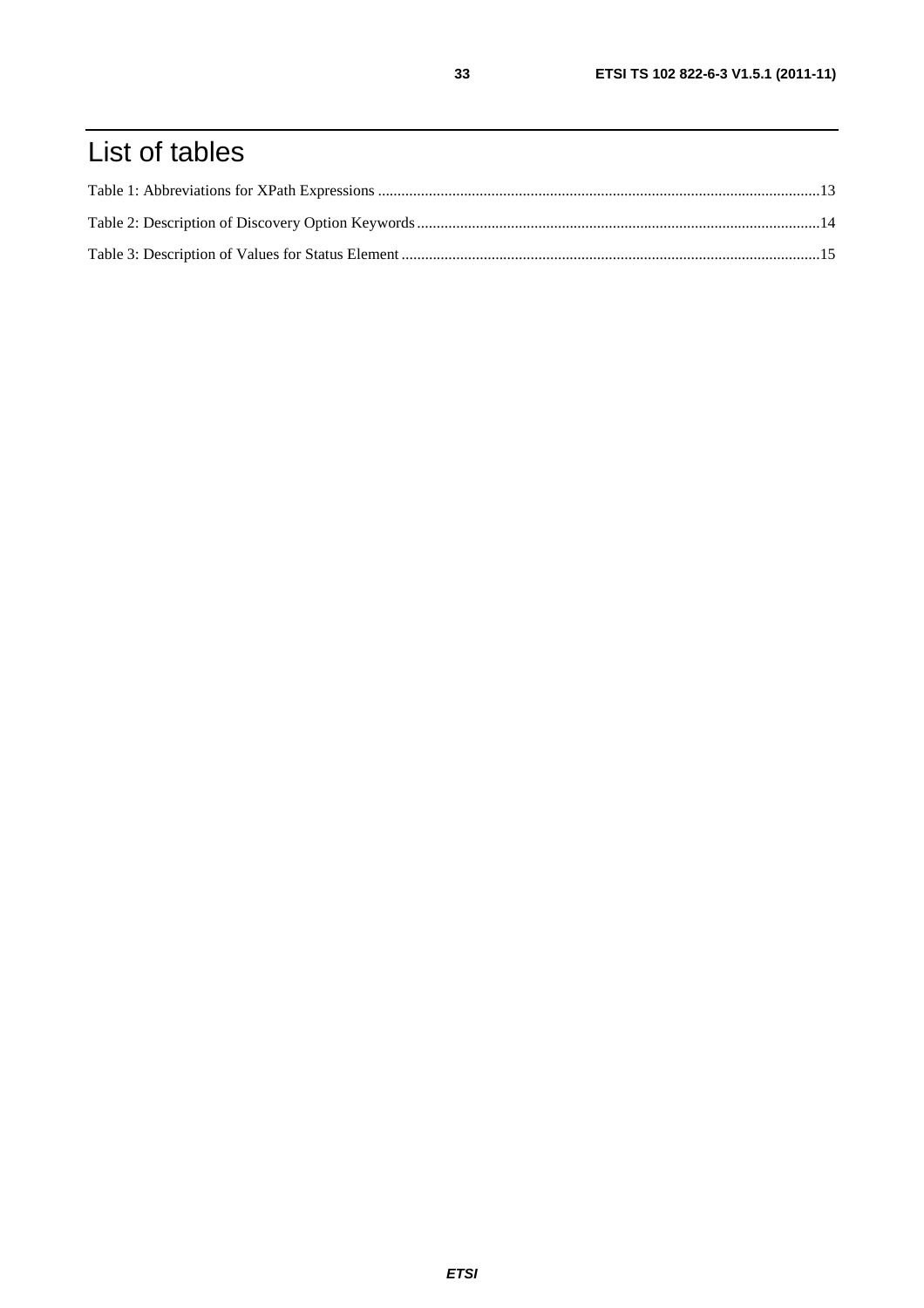# List of tables

Table 1: Abbreviations for XPath Expressions ....................................................................................................................13

Table 2: Description of Discovery Option Keywords ..........................................................................................................14

Table 3: Description of Values for Status Element ..............................................................................................................15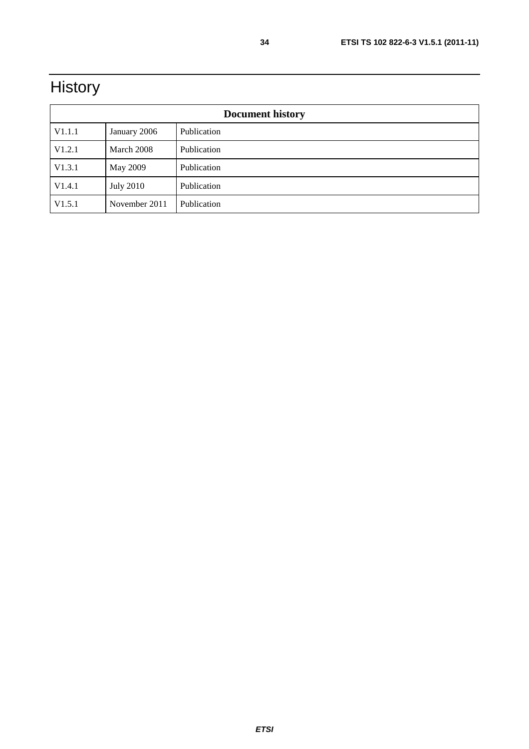# History

| Document history | | |
| --- | --- | --- |
| V1.1.1 | January 2006 | Publication |
| V1.2.1 | March 2008 | Publication |
| V1.3.1 | May 2009 | Publication |
| V1.4.1 | July 2010 | Publication |
| V1.5.1 | November 2011 | Publication |